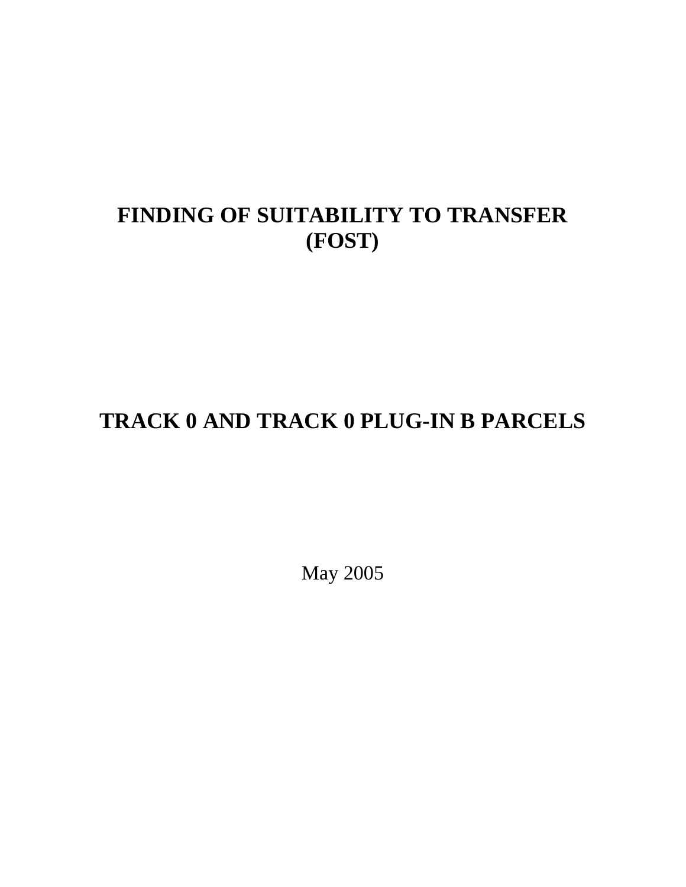# FINDING OF SUITABILITY TO TRANSFER (FOST)

# TRACK 0 AND TRACK 0 PLUG-IN B PARCELS

May 2005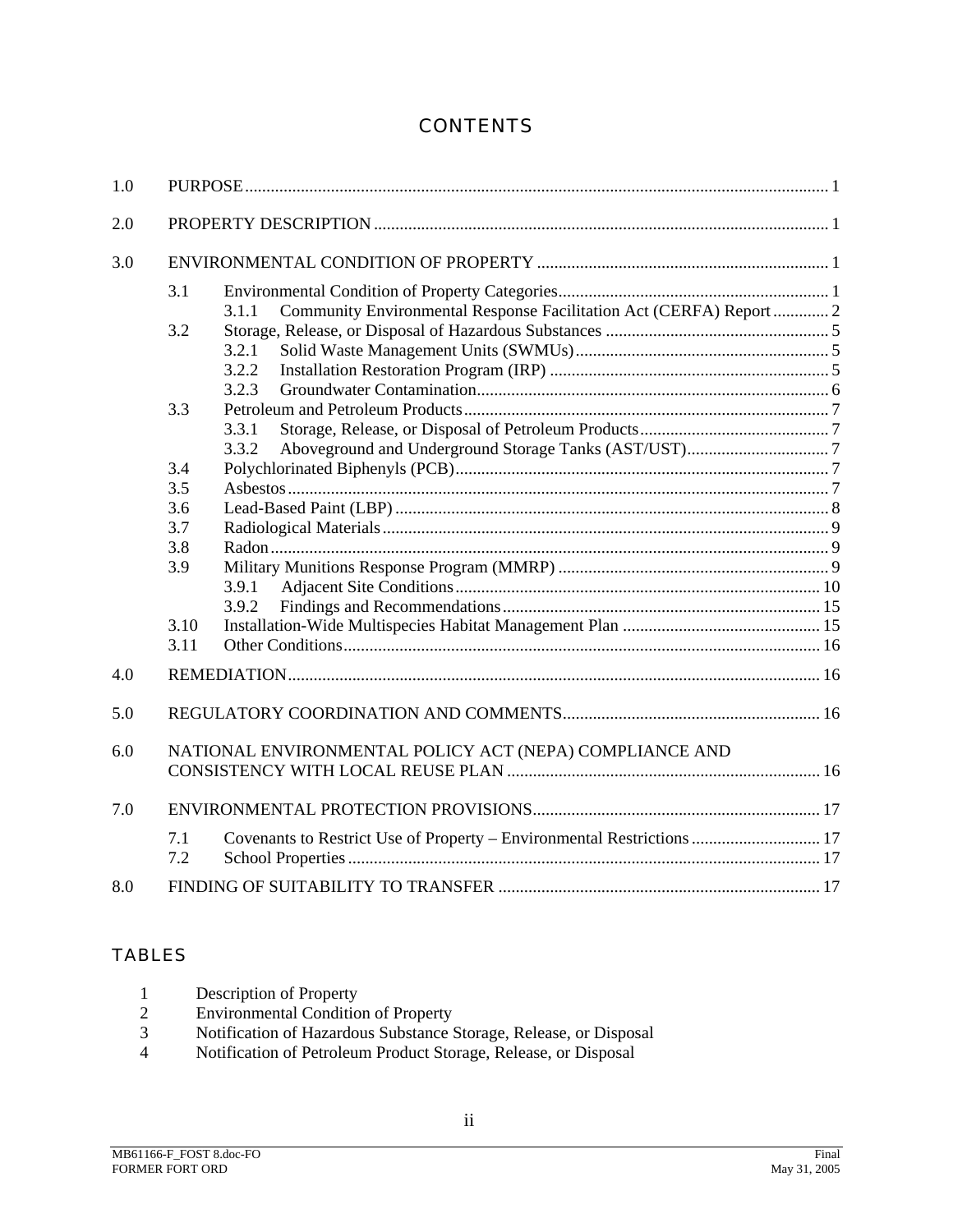## CONTENTS

1.0 PURPOSE ..... 1

2.0 PROPERTY DESCRIPTION ..... 1

3.0 ENVIRONMENTAL CONDITION OF PROPERTY ..... 1

- 3.1 Environmental Condition of Property Categories ..... 1
  - 3.1.1 Community Environmental Response Facilitation Act (CERFA) Report ..... 2
- 3.2 Storage, Release, or Disposal of Hazardous Substances ..... 5
  - 3.2.1 Solid Waste Management Units (SWMUs) ..... 5
  - 3.2.2 Installation Restoration Program (IRP) ..... 5
  - 3.2.3 Groundwater Contamination ..... 6
- 3.3 Petroleum and Petroleum Products ..... 7
  - 3.3.1 Storage, Release, or Disposal of Petroleum Products ..... 7
  - 3.3.2 Aboveground and Underground Storage Tanks (AST/UST) ..... 7
- 3.4 Polychlorinated Biphenyls (PCB) ..... 7
- 3.5 Asbestos ..... 7
- 3.6 Lead-Based Paint (LBP) ..... 8
- 3.7 Radiological Materials ..... 9
- 3.8 Radon ..... 9
- 3.9 Military Munitions Response Program (MMRP) ..... 9
  - 3.9.1 Adjacent Site Conditions ..... 10
  - 3.9.2 Findings and Recommendations ..... 15
- 3.10 Installation-Wide Multispecies Habitat Management Plan ..... 15
- 3.11 Other Conditions ..... 16

4.0 REMEDIATION ..... 16

5.0 REGULATORY COORDINATION AND COMMENTS ..... 16

6.0 NATIONAL ENVIRONMENTAL POLICY ACT (NEPA) COMPLIANCE AND CONSISTENCY WITH LOCAL REUSE PLAN ..... 16

7.0 ENVIRONMENTAL PROTECTION PROVISIONS ..... 17

- 7.1 Covenants to Restrict Use of Property – Environmental Restrictions ..... 17
- 7.2 School Properties ..... 17

8.0 FINDING OF SUITABILITY TO TRANSFER ..... 17

## TABLES

1. Description of Property
2. Environmental Condition of Property
3. Notification of Hazardous Substance Storage, Release, or Disposal
4. Notification of Petroleum Product Storage, Release, or Disposal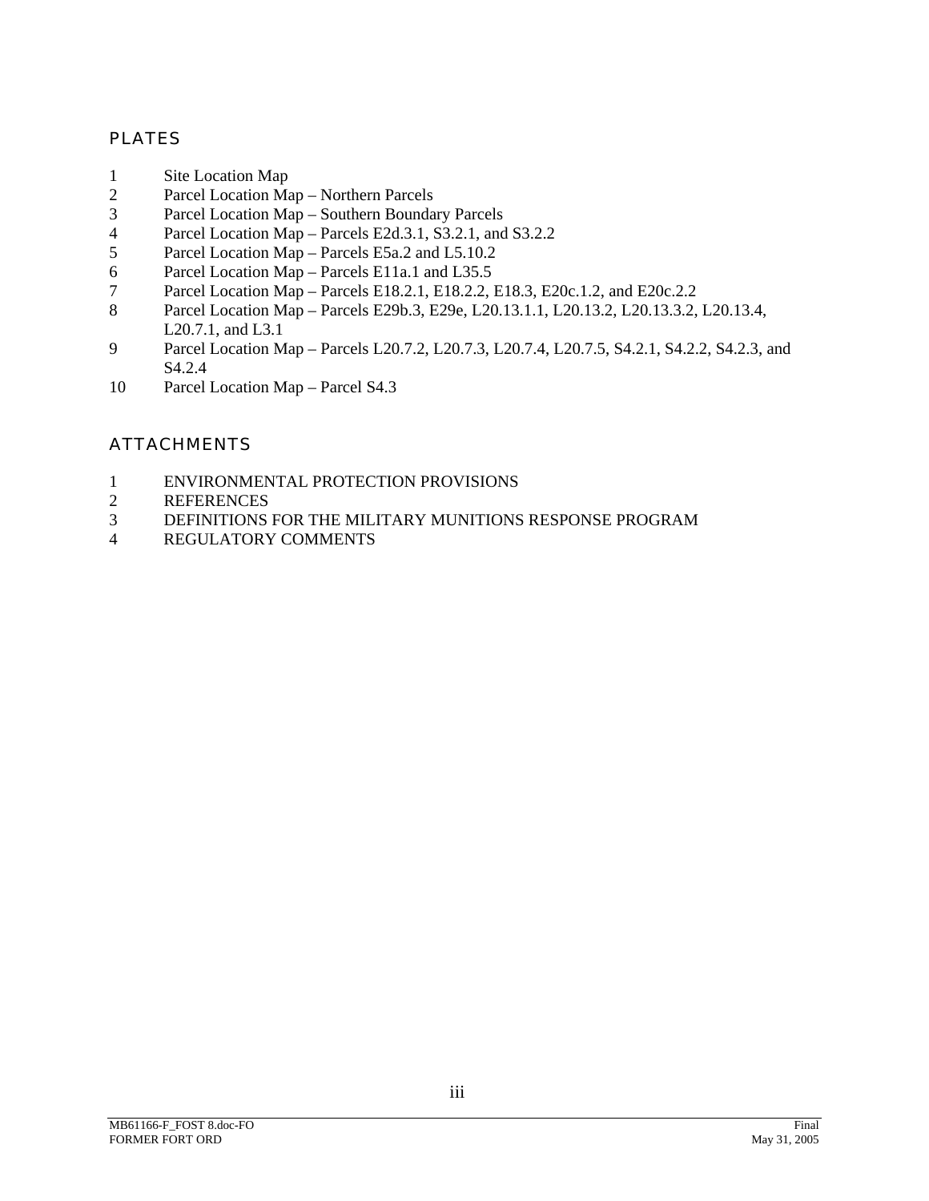## PLATES

1 Site Location Map
2 Parcel Location Map – Northern Parcels
3 Parcel Location Map – Southern Boundary Parcels
4 Parcel Location Map – Parcels E2d.3.1, S3.2.1, and S3.2.2
5 Parcel Location Map – Parcels E5a.2 and L5.10.2
6 Parcel Location Map – Parcels E11a.1 and L35.5
7 Parcel Location Map – Parcels E18.2.1, E18.2.2, E18.3, E20c.1.2, and E20c.2.2
8 Parcel Location Map – Parcels E29b.3, E29e, L20.13.1.1, L20.13.2, L20.13.3.2, L20.13.4, L20.7.1, and L3.1
9 Parcel Location Map – Parcels L20.7.2, L20.7.3, L20.7.4, L20.7.5, S4.2.1, S4.2.2, S4.2.3, and S4.2.4
10 Parcel Location Map – Parcel S4.3

## ATTACHMENTS

1 ENVIRONMENTAL PROTECTION PROVISIONS
2 REFERENCES
3 DEFINITIONS FOR THE MILITARY MUNITIONS RESPONSE PROGRAM
4 REGULATORY COMMENTS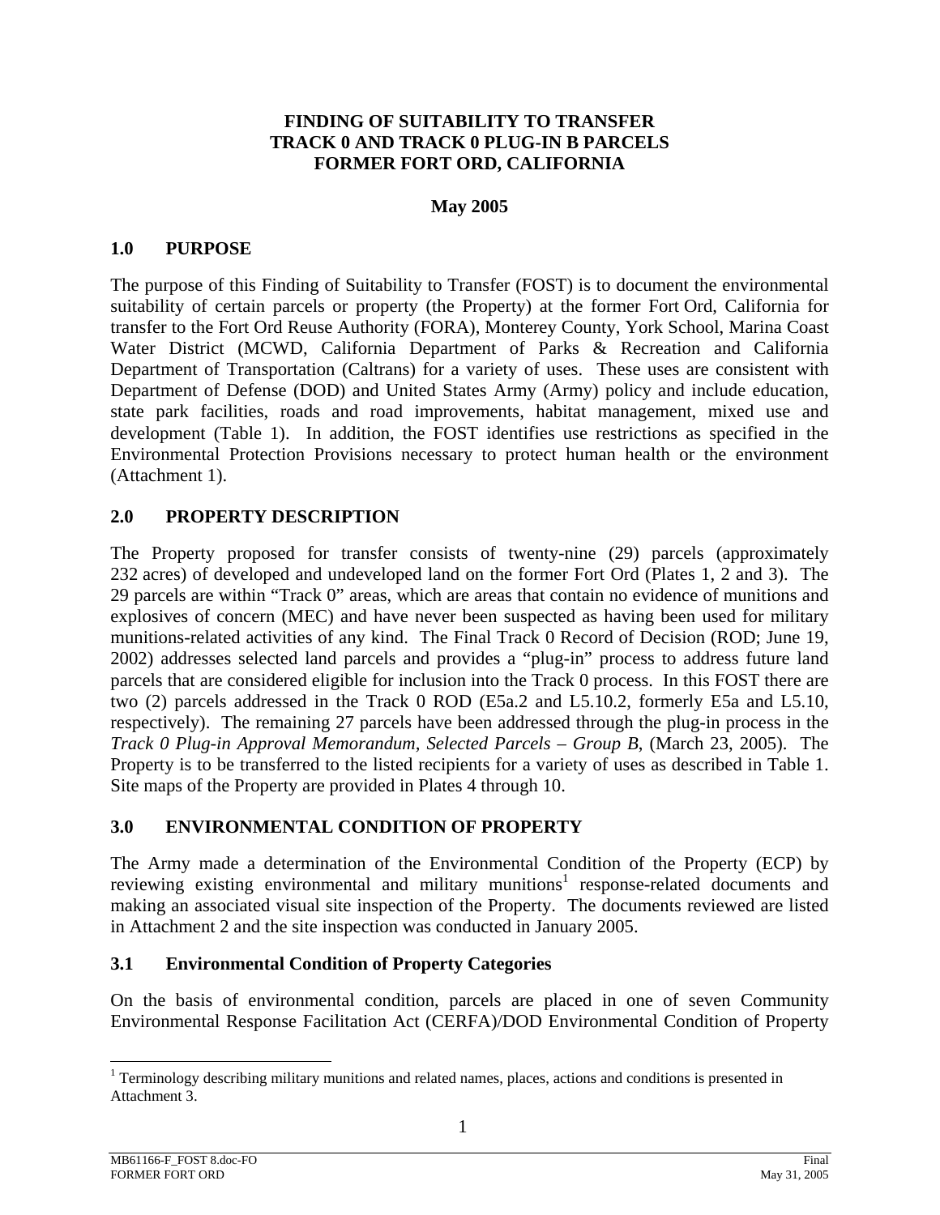# FINDING OF SUITABILITY TO TRANSFER
# TRACK 0 AND TRACK 0 PLUG-IN B PARCELS
# FORMER FORT ORD, CALIFORNIA

**May 2005**

## 1.0 PURPOSE

The purpose of this Finding of Suitability to Transfer (FOST) is to document the environmental suitability of certain parcels or property (the Property) at the former Fort Ord, California for transfer to the Fort Ord Reuse Authority (FORA), Monterey County, York School, Marina Coast Water District (MCWD, California Department of Parks & Recreation and California Department of Transportation (Caltrans) for a variety of uses. These uses are consistent with Department of Defense (DOD) and United States Army (Army) policy and include education, state park facilities, roads and road improvements, habitat management, mixed use and development (Table 1). In addition, the FOST identifies use restrictions as specified in the Environmental Protection Provisions necessary to protect human health or the environment (Attachment 1).

## 2.0 PROPERTY DESCRIPTION

The Property proposed for transfer consists of twenty-nine (29) parcels (approximately 232 acres) of developed and undeveloped land on the former Fort Ord (Plates 1, 2 and 3). The 29 parcels are within "Track 0" areas, which are areas that contain no evidence of munitions and explosives of concern (MEC) and have never been suspected as having been used for military munitions-related activities of any kind. The Final Track 0 Record of Decision (ROD; June 19, 2002) addresses selected land parcels and provides a "plug-in" process to address future land parcels that are considered eligible for inclusion into the Track 0 process. In this FOST there are two (2) parcels addressed in the Track 0 ROD (E5a.2 and L5.10.2, formerly E5a and L5.10, respectively). The remaining 27 parcels have been addressed through the plug-in process in the *Track 0 Plug-in Approval Memorandum, Selected Parcels – Group B*, (March 23, 2005). The Property is to be transferred to the listed recipients for a variety of uses as described in Table 1. Site maps of the Property are provided in Plates 4 through 10.

## 3.0 ENVIRONMENTAL CONDITION OF PROPERTY

The Army made a determination of the Environmental Condition of the Property (ECP) by reviewing existing environmental and military munitions[1] response-related documents and making an associated visual site inspection of the Property. The documents reviewed are listed in Attachment 2 and the site inspection was conducted in January 2005.

### 3.1 Environmental Condition of Property Categories

On the basis of environmental condition, parcels are placed in one of seven Community Environmental Response Facilitation Act (CERFA)/DOD Environmental Condition of Property

[1] Terminology describing military munitions and related names, places, actions and conditions is presented in Attachment 3.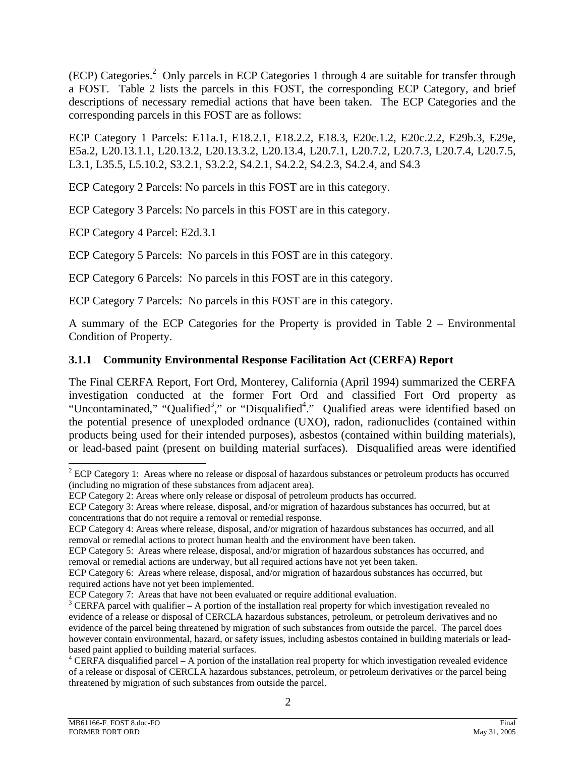(ECP) Categories.[2] Only parcels in ECP Categories 1 through 4 are suitable for transfer through a FOST. Table 2 lists the parcels in this FOST, the corresponding ECP Category, and brief descriptions of necessary remedial actions that have been taken. The ECP Categories and the corresponding parcels in this FOST are as follows:

ECP Category 1 Parcels: E11a.1, E18.2.1, E18.2.2, E18.3, E20c.1.2, E20c.2.2, E29b.3, E29e, E5a.2, L20.13.1.1, L20.13.2, L20.13.3.2, L20.13.4, L20.7.1, L20.7.2, L20.7.3, L20.7.4, L20.7.5, L3.1, L35.5, L5.10.2, S3.2.1, S3.2.2, S4.2.1, S4.2.2, S4.2.3, S4.2.4, and S4.3

ECP Category 2 Parcels: No parcels in this FOST are in this category.

ECP Category 3 Parcels: No parcels in this FOST are in this category.

ECP Category 4 Parcel: E2d.3.1

ECP Category 5 Parcels: No parcels in this FOST are in this category.

ECP Category 6 Parcels: No parcels in this FOST are in this category.

ECP Category 7 Parcels: No parcels in this FOST are in this category.

A summary of the ECP Categories for the Property is provided in Table 2 – Environmental Condition of Property.

### 3.1.1 Community Environmental Response Facilitation Act (CERFA) Report

The Final CERFA Report, Fort Ord, Monterey, California (April 1994) summarized the CERFA investigation conducted at the former Fort Ord and classified Fort Ord property as "Uncontaminated," "Qualified[3]," or "Disqualified[4]." Qualified areas were identified based on the potential presence of unexploded ordnance (UXO), radon, radionuclides (contained within products being used for their intended purposes), asbestos (contained within building materials), or lead-based paint (present on building material surfaces). Disqualified areas were identified

---

[2] ECP Category 1: Areas where no release or disposal of hazardous substances or petroleum products has occurred (including no migration of these substances from adjacent area).
ECP Category 2: Areas where only release or disposal of petroleum products has occurred.
ECP Category 3: Areas where release, disposal, and/or migration of hazardous substances has occurred, but at concentrations that do not require a removal or remedial response.
ECP Category 4: Areas where release, disposal, and/or migration of hazardous substances has occurred, and all removal or remedial actions to protect human health and the environment have been taken.
ECP Category 5: Areas where release, disposal, and/or migration of hazardous substances has occurred, and removal or remedial actions are underway, but all required actions have not yet been taken.
ECP Category 6: Areas where release, disposal, and/or migration of hazardous substances has occurred, but required actions have not yet been implemented.
ECP Category 7: Areas that have not been evaluated or require additional evaluation.

[3] CERFA parcel with qualifier – A portion of the installation real property for which investigation revealed no evidence of a release or disposal of CERCLA hazardous substances, petroleum, or petroleum derivatives and no evidence of the parcel being threatened by migration of such substances from outside the parcel. The parcel does however contain environmental, hazard, or safety issues, including asbestos contained in building materials or lead-based paint applied to building material surfaces.

[4] CERFA disqualified parcel – A portion of the installation real property for which investigation revealed evidence of a release or disposal of CERCLA hazardous substances, petroleum, or petroleum derivatives or the parcel being threatened by migration of such substances from outside the parcel.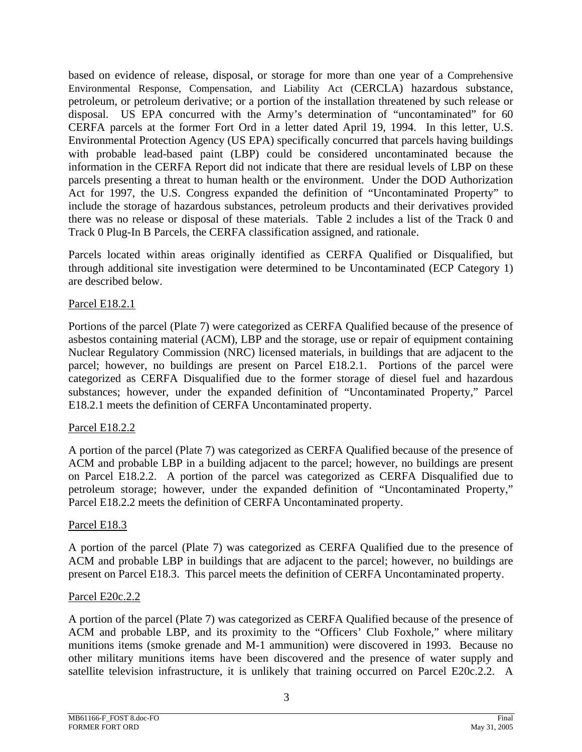based on evidence of release, disposal, or storage for more than one year of a Comprehensive Environmental Response, Compensation, and Liability Act (CERCLA) hazardous substance, petroleum, or petroleum derivative; or a portion of the installation threatened by such release or disposal. US EPA concurred with the Army's determination of "uncontaminated" for 60 CERFA parcels at the former Fort Ord in a letter dated April 19, 1994. In this letter, U.S. Environmental Protection Agency (US EPA) specifically concurred that parcels having buildings with probable lead-based paint (LBP) could be considered uncontaminated because the information in the CERFA Report did not indicate that there are residual levels of LBP on these parcels presenting a threat to human health or the environment. Under the DOD Authorization Act for 1997, the U.S. Congress expanded the definition of "Uncontaminated Property" to include the storage of hazardous substances, petroleum products and their derivatives provided there was no release or disposal of these materials. Table 2 includes a list of the Track 0 and Track 0 Plug-In B Parcels, the CERFA classification assigned, and rationale.

Parcels located within areas originally identified as CERFA Qualified or Disqualified, but through additional site investigation were determined to be Uncontaminated (ECP Category 1) are described below.

Parcel E18.2.1

Portions of the parcel (Plate 7) were categorized as CERFA Qualified because of the presence of asbestos containing material (ACM), LBP and the storage, use or repair of equipment containing Nuclear Regulatory Commission (NRC) licensed materials, in buildings that are adjacent to the parcel; however, no buildings are present on Parcel E18.2.1. Portions of the parcel were categorized as CERFA Disqualified due to the former storage of diesel fuel and hazardous substances; however, under the expanded definition of "Uncontaminated Property," Parcel E18.2.1 meets the definition of CERFA Uncontaminated property.

Parcel E18.2.2

A portion of the parcel (Plate 7) was categorized as CERFA Qualified because of the presence of ACM and probable LBP in a building adjacent to the parcel; however, no buildings are present on Parcel E18.2.2. A portion of the parcel was categorized as CERFA Disqualified due to petroleum storage; however, under the expanded definition of "Uncontaminated Property," Parcel E18.2.2 meets the definition of CERFA Uncontaminated property.

Parcel E18.3

A portion of the parcel (Plate 7) was categorized as CERFA Qualified due to the presence of ACM and probable LBP in buildings that are adjacent to the parcel; however, no buildings are present on Parcel E18.3. This parcel meets the definition of CERFA Uncontaminated property.

Parcel E20c.2.2

A portion of the parcel (Plate 7) was categorized as CERFA Qualified because of the presence of ACM and probable LBP, and its proximity to the "Officers' Club Foxhole," where military munitions items (smoke grenade and M-1 ammunition) were discovered in 1993. Because no other military munitions items have been discovered and the presence of water supply and satellite television infrastructure, it is unlikely that training occurred on Parcel E20c.2.2. A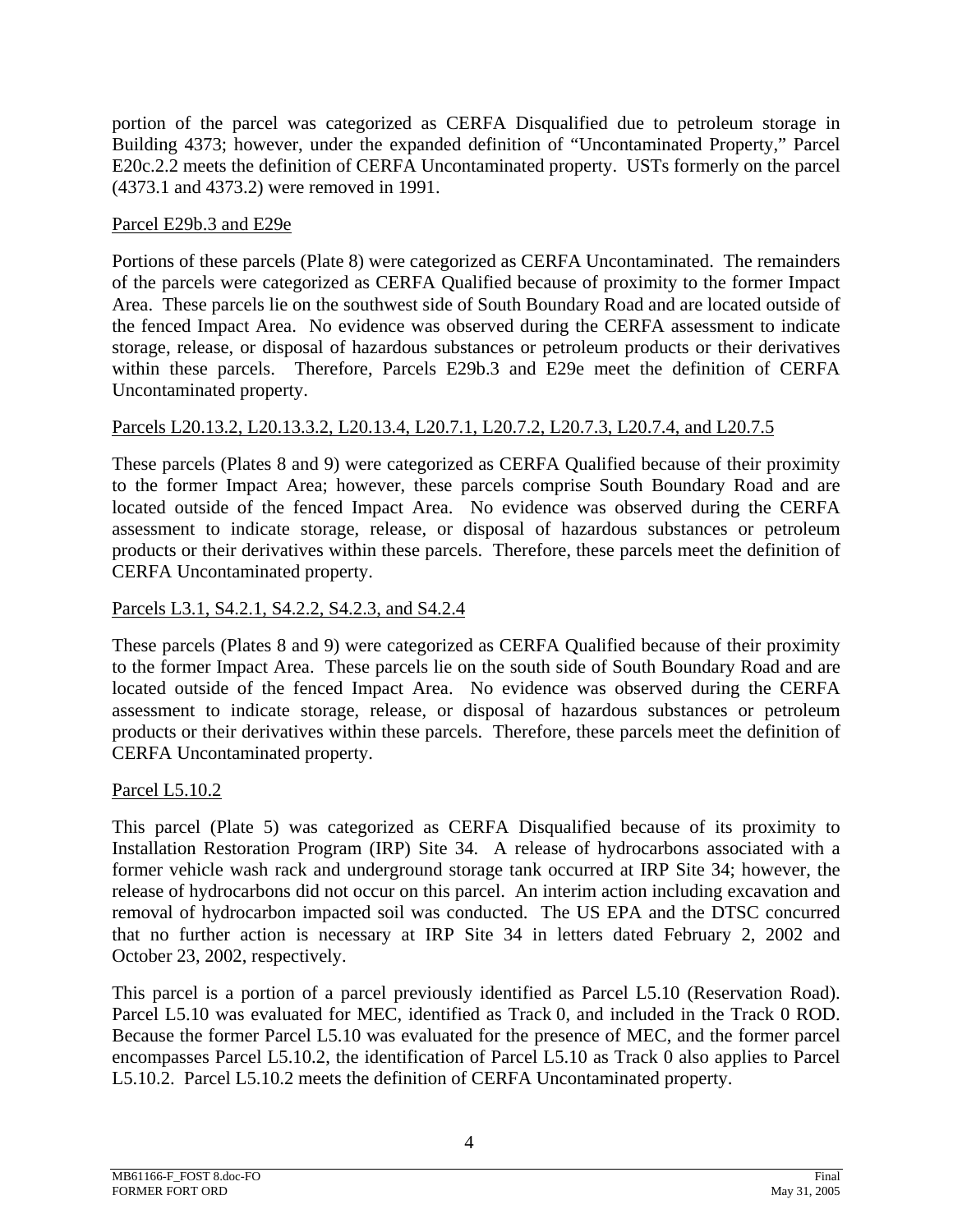portion of the parcel was categorized as CERFA Disqualified due to petroleum storage in Building 4373; however, under the expanded definition of "Uncontaminated Property," Parcel E20c.2.2 meets the definition of CERFA Uncontaminated property. USTs formerly on the parcel (4373.1 and 4373.2) were removed in 1991.

Parcel E29b.3 and E29e

Portions of these parcels (Plate 8) were categorized as CERFA Uncontaminated. The remainders of the parcels were categorized as CERFA Qualified because of proximity to the former Impact Area. These parcels lie on the southwest side of South Boundary Road and are located outside of the fenced Impact Area. No evidence was observed during the CERFA assessment to indicate storage, release, or disposal of hazardous substances or petroleum products or their derivatives within these parcels. Therefore, Parcels E29b.3 and E29e meet the definition of CERFA Uncontaminated property.

Parcels L20.13.2, L20.13.3.2, L20.13.4, L20.7.1, L20.7.2, L20.7.3, L20.7.4, and L20.7.5

These parcels (Plates 8 and 9) were categorized as CERFA Qualified because of their proximity to the former Impact Area; however, these parcels comprise South Boundary Road and are located outside of the fenced Impact Area. No evidence was observed during the CERFA assessment to indicate storage, release, or disposal of hazardous substances or petroleum products or their derivatives within these parcels. Therefore, these parcels meet the definition of CERFA Uncontaminated property.

Parcels L3.1, S4.2.1, S4.2.2, S4.2.3, and S4.2.4

These parcels (Plates 8 and 9) were categorized as CERFA Qualified because of their proximity to the former Impact Area. These parcels lie on the south side of South Boundary Road and are located outside of the fenced Impact Area. No evidence was observed during the CERFA assessment to indicate storage, release, or disposal of hazardous substances or petroleum products or their derivatives within these parcels. Therefore, these parcels meet the definition of CERFA Uncontaminated property.

Parcel L5.10.2

This parcel (Plate 5) was categorized as CERFA Disqualified because of its proximity to Installation Restoration Program (IRP) Site 34. A release of hydrocarbons associated with a former vehicle wash rack and underground storage tank occurred at IRP Site 34; however, the release of hydrocarbons did not occur on this parcel. An interim action including excavation and removal of hydrocarbon impacted soil was conducted. The US EPA and the DTSC concurred that no further action is necessary at IRP Site 34 in letters dated February 2, 2002 and October 23, 2002, respectively.

This parcel is a portion of a parcel previously identified as Parcel L5.10 (Reservation Road). Parcel L5.10 was evaluated for MEC, identified as Track 0, and included in the Track 0 ROD. Because the former Parcel L5.10 was evaluated for the presence of MEC, and the former parcel encompasses Parcel L5.10.2, the identification of Parcel L5.10 as Track 0 also applies to Parcel L5.10.2. Parcel L5.10.2 meets the definition of CERFA Uncontaminated property.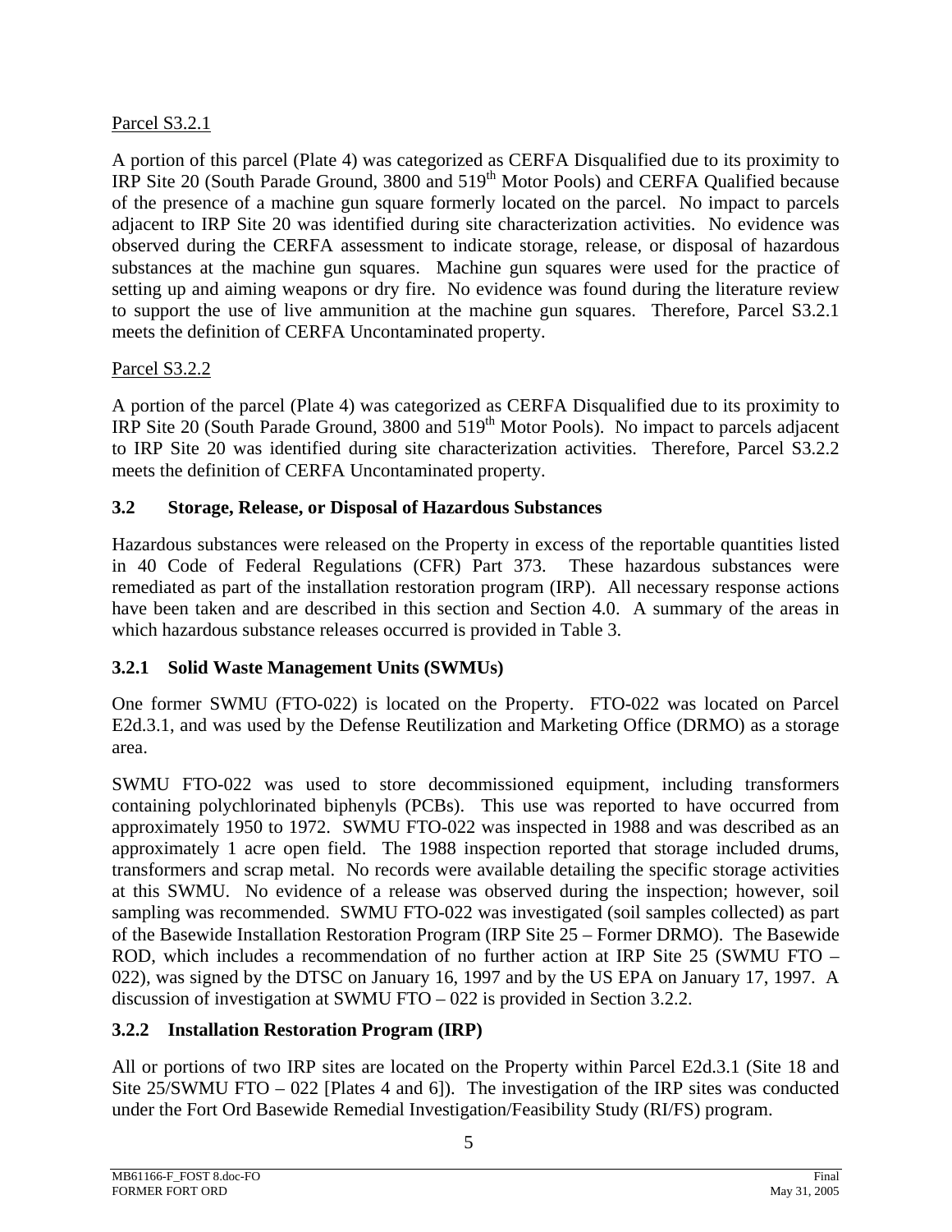Parcel S3.2.1

A portion of this parcel (Plate 4) was categorized as CERFA Disqualified due to its proximity to IRP Site 20 (South Parade Ground, 3800 and 519th Motor Pools) and CERFA Qualified because of the presence of a machine gun square formerly located on the parcel. No impact to parcels adjacent to IRP Site 20 was identified during site characterization activities. No evidence was observed during the CERFA assessment to indicate storage, release, or disposal of hazardous substances at the machine gun squares. Machine gun squares were used for the practice of setting up and aiming weapons or dry fire. No evidence was found during the literature review to support the use of live ammunition at the machine gun squares. Therefore, Parcel S3.2.1 meets the definition of CERFA Uncontaminated property.

Parcel S3.2.2

A portion of the parcel (Plate 4) was categorized as CERFA Disqualified due to its proximity to IRP Site 20 (South Parade Ground, 3800 and 519th Motor Pools). No impact to parcels adjacent to IRP Site 20 was identified during site characterization activities. Therefore, Parcel S3.2.2 meets the definition of CERFA Uncontaminated property.

### 3.2 Storage, Release, or Disposal of Hazardous Substances

Hazardous substances were released on the Property in excess of the reportable quantities listed in 40 Code of Federal Regulations (CFR) Part 373. These hazardous substances were remediated as part of the installation restoration program (IRP). All necessary response actions have been taken and are described in this section and Section 4.0. A summary of the areas in which hazardous substance releases occurred is provided in Table 3.

### 3.2.1 Solid Waste Management Units (SWMUs)

One former SWMU (FTO-022) is located on the Property. FTO-022 was located on Parcel E2d.3.1, and was used by the Defense Reutilization and Marketing Office (DRMO) as a storage area.

SWMU FTO-022 was used to store decommissioned equipment, including transformers containing polychlorinated biphenyls (PCBs). This use was reported to have occurred from approximately 1950 to 1972. SWMU FTO-022 was inspected in 1988 and was described as an approximately 1 acre open field. The 1988 inspection reported that storage included drums, transformers and scrap metal. No records were available detailing the specific storage activities at this SWMU. No evidence of a release was observed during the inspection; however, soil sampling was recommended. SWMU FTO-022 was investigated (soil samples collected) as part of the Basewide Installation Restoration Program (IRP Site 25 – Former DRMO). The Basewide ROD, which includes a recommendation of no further action at IRP Site 25 (SWMU FTO – 022), was signed by the DTSC on January 16, 1997 and by the US EPA on January 17, 1997. A discussion of investigation at SWMU FTO – 022 is provided in Section 3.2.2.

### 3.2.2 Installation Restoration Program (IRP)

All or portions of two IRP sites are located on the Property within Parcel E2d.3.1 (Site 18 and Site 25/SWMU FTO – 022 [Plates 4 and 6]). The investigation of the IRP sites was conducted under the Fort Ord Basewide Remedial Investigation/Feasibility Study (RI/FS) program.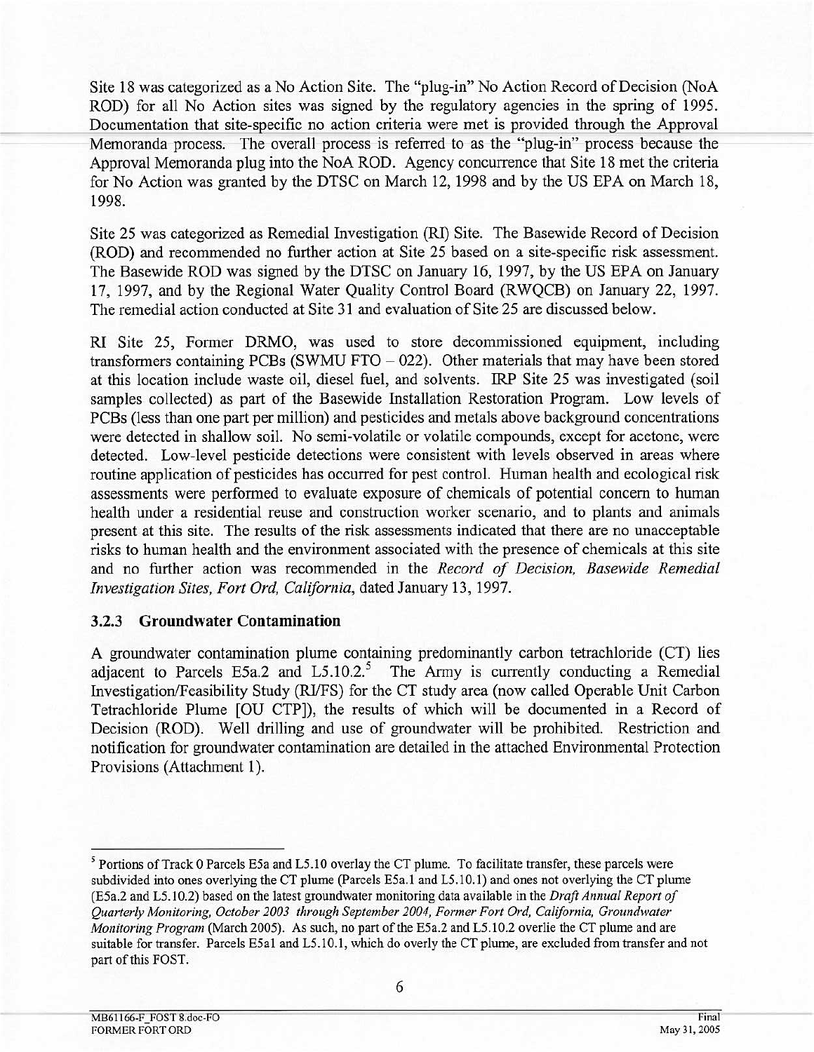Site 18 was categorized as a No Action Site. The "plug-in" No Action Record of Decision (NoA ROD) for all No Action sites was signed by the regulatory agencies in the spring of 1995. Documentation that site-specific no action criteria were met is provided through the Approval Memoranda process. The overall process is referred to as the "plug-in" process because the Approval Memoranda plug into the NoA ROD. Agency concurrence that Site 18 met the criteria for No Action was granted by the DTSC on March 12, 1998 and by the US EPA on March 18, 1998.

Site 25 was categorized as Remedial Investigation (RI) Site. The Basewide Record of Decision (ROD) and recommended no further action at Site 25 based on a site-specific risk assessment. The Basewide ROD was signed by the DTSC on January 16, 1997, by the US EPA on January 17, 1997, and by the Regional Water Quality Control Board (RWQCB) on January 22, 1997. The remedial action conducted at Site 31 and evaluation of Site 25 are discussed below.

RI Site 25, Former DRMO, was used to store decommissioned equipment, including transformers containing PCBs (SWMU FTO – 022). Other materials that may have been stored at this location include waste oil, diesel fuel, and solvents. IRP Site 25 was investigated (soil samples collected) as part of the Basewide Installation Restoration Program. Low levels of PCBs (less than one part per million) and pesticides and metals above background concentrations were detected in shallow soil. No semi-volatile or volatile compounds, except for acetone, were detected. Low-level pesticide detections were consistent with levels observed in areas where routine application of pesticides has occurred for pest control. Human health and ecological risk assessments were performed to evaluate exposure of chemicals of potential concern to human health under a residential reuse and construction worker scenario, and to plants and animals present at this site. The results of the risk assessments indicated that there are no unacceptable risks to human health and the environment associated with the presence of chemicals at this site and no further action was recommended in the *Record of Decision, Basewide Remedial Investigation Sites, Fort Ord, California*, dated January 13, 1997.

### 3.2.3 Groundwater Contamination

A groundwater contamination plume containing predominantly carbon tetrachloride (CT) lies adjacent to Parcels E5a.2 and L5.10.2.[5] The Army is currently conducting a Remedial Investigation/Feasibility Study (RI/FS) for the CT study area (now called Operable Unit Carbon Tetrachloride Plume [OU CTP]), the results of which will be documented in a Record of Decision (ROD). Well drilling and use of groundwater will be prohibited. Restriction and notification for groundwater contamination are detailed in the attached Environmental Protection Provisions (Attachment 1).

---

[5] Portions of Track 0 Parcels E5a and L5.10 overlay the CT plume. To facilitate transfer, these parcels were subdivided into ones overlying the CT plume (Parcels E5a.1 and L5.10.1) and ones not overlying the CT plume (E5a.2 and L5.10.2) based on the latest groundwater monitoring data available in the *Draft Annual Report of Quarterly Monitoring, October 2003 through September 2004, Former Fort Ord, California, Groundwater Monitoring Program* (March 2005). As such, no part of the E5a.2 and L5.10.2 overlie the CT plume and are suitable for transfer. Parcels E5a1 and L5.10.1, which do overly the CT plume, are excluded from transfer and not part of this FOST.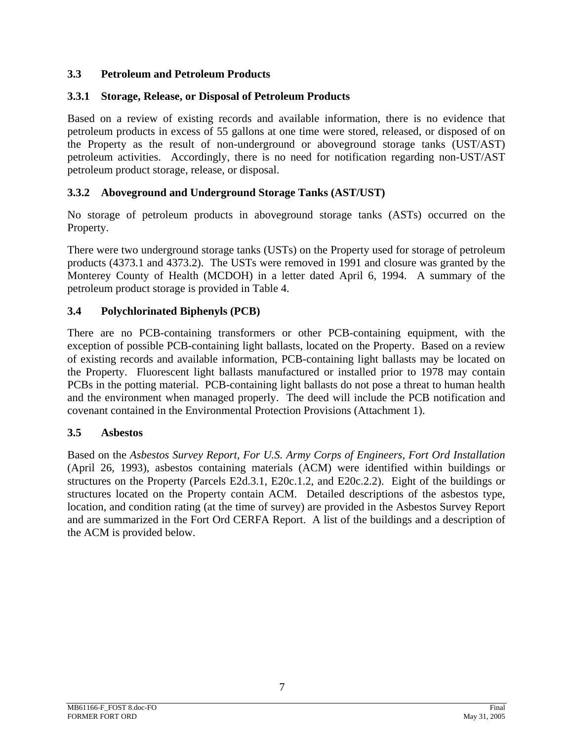### 3.3 Petroleum and Petroleum Products

#### 3.3.1 Storage, Release, or Disposal of Petroleum Products

Based on a review of existing records and available information, there is no evidence that petroleum products in excess of 55 gallons at one time were stored, released, or disposed of on the Property as the result of non-underground or aboveground storage tanks (UST/AST) petroleum activities. Accordingly, there is no need for notification regarding non-UST/AST petroleum product storage, release, or disposal.

#### 3.3.2 Aboveground and Underground Storage Tanks (AST/UST)

No storage of petroleum products in aboveground storage tanks (ASTs) occurred on the Property.

There were two underground storage tanks (USTs) on the Property used for storage of petroleum products (4373.1 and 4373.2). The USTs were removed in 1991 and closure was granted by the Monterey County of Health (MCDOH) in a letter dated April 6, 1994. A summary of the petroleum product storage is provided in Table 4.

### 3.4 Polychlorinated Biphenyls (PCB)

There are no PCB-containing transformers or other PCB-containing equipment, with the exception of possible PCB-containing light ballasts, located on the Property. Based on a review of existing records and available information, PCB-containing light ballasts may be located on the Property. Fluorescent light ballasts manufactured or installed prior to 1978 may contain PCBs in the potting material. PCB-containing light ballasts do not pose a threat to human health and the environment when managed properly. The deed will include the PCB notification and covenant contained in the Environmental Protection Provisions (Attachment 1).

### 3.5 Asbestos

Based on the *Asbestos Survey Report, For U.S. Army Corps of Engineers, Fort Ord Installation* (April 26, 1993), asbestos containing materials (ACM) were identified within buildings or structures on the Property (Parcels E2d.3.1, E20c.1.2, and E20c.2.2). Eight of the buildings or structures located on the Property contain ACM. Detailed descriptions of the asbestos type, location, and condition rating (at the time of survey) are provided in the Asbestos Survey Report and are summarized in the Fort Ord CERFA Report. A list of the buildings and a description of the ACM is provided below.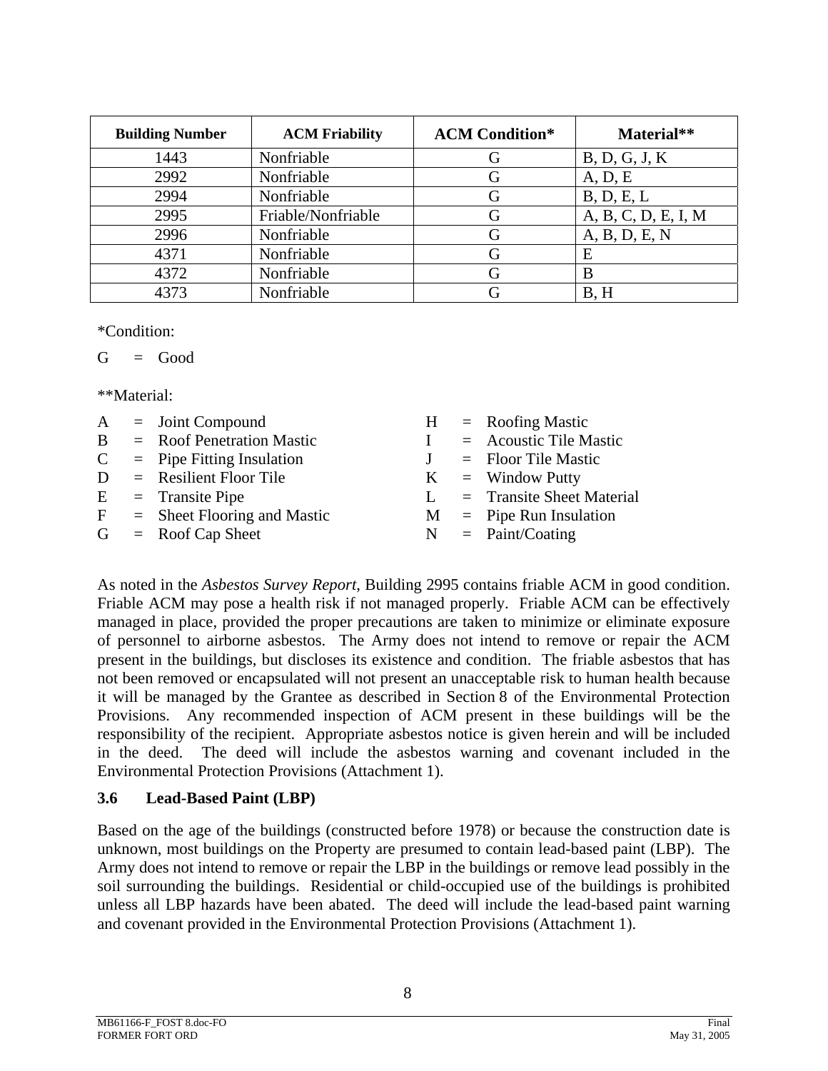| Building Number | ACM Friability | ACM Condition* | Material** |
|---|---|---|---|
| 1443 | Nonfriable | G | B, D, G, J, K |
| 2992 | Nonfriable | G | A, D, E |
| 2994 | Nonfriable | G | B, D, E, L |
| 2995 | Friable/Nonfriable | G | A, B, C, D, E, I, M |
| 2996 | Nonfriable | G | A, B, D, E, N |
| 4371 | Nonfriable | G | E |
| 4372 | Nonfriable | G | B |
| 4373 | Nonfriable | G | B, H |

*Condition:

G = Good

**Material:

A = Joint Compound
B = Roof Penetration Mastic
C = Pipe Fitting Insulation
D = Resilient Floor Tile
E = Transite Pipe
F = Sheet Flooring and Mastic
G = Roof Cap Sheet
H = Roofing Mastic
I = Acoustic Tile Mastic
J = Floor Tile Mastic
K = Window Putty
L = Transite Sheet Material
M = Pipe Run Insulation
N = Paint/Coating

As noted in the *Asbestos Survey Report*, Building 2995 contains friable ACM in good condition. Friable ACM may pose a health risk if not managed properly. Friable ACM can be effectively managed in place, provided the proper precautions are taken to minimize or eliminate exposure of personnel to airborne asbestos. The Army does not intend to remove or repair the ACM present in the buildings, but discloses its existence and condition. The friable asbestos that has not been removed or encapsulated will not present an unacceptable risk to human health because it will be managed by the Grantee as described in Section 8 of the Environmental Protection Provisions. Any recommended inspection of ACM present in these buildings will be the responsibility of the recipient. Appropriate asbestos notice is given herein and will be included in the deed. The deed will include the asbestos warning and covenant included in the Environmental Protection Provisions (Attachment 1).

### 3.6 Lead-Based Paint (LBP)

Based on the age of the buildings (constructed before 1978) or because the construction date is unknown, most buildings on the Property are presumed to contain lead-based paint (LBP). The Army does not intend to remove or repair the LBP in the buildings or remove lead possibly in the soil surrounding the buildings. Residential or child-occupied use of the buildings is prohibited unless all LBP hazards have been abated. The deed will include the lead-based paint warning and covenant provided in the Environmental Protection Provisions (Attachment 1).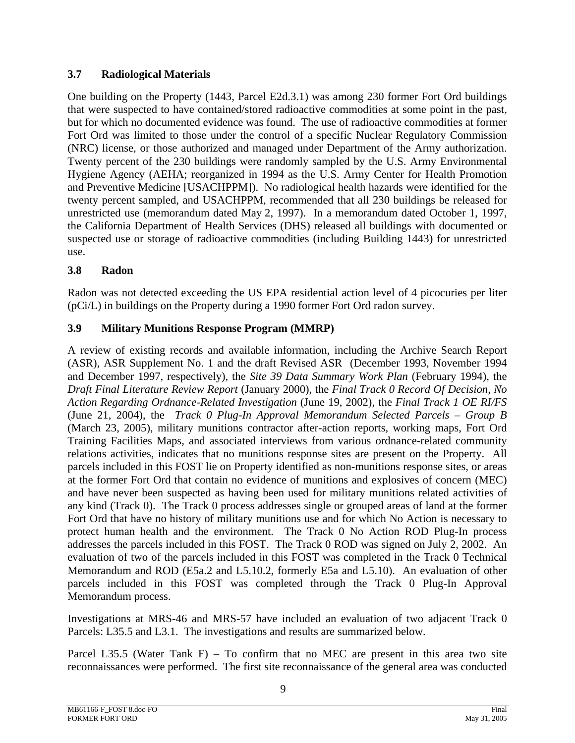### 3.7 Radiological Materials

One building on the Property (1443, Parcel E2d.3.1) was among 230 former Fort Ord buildings that were suspected to have contained/stored radioactive commodities at some point in the past, but for which no documented evidence was found. The use of radioactive commodities at former Fort Ord was limited to those under the control of a specific Nuclear Regulatory Commission (NRC) license, or those authorized and managed under Department of the Army authorization. Twenty percent of the 230 buildings were randomly sampled by the U.S. Army Environmental Hygiene Agency (AEHA; reorganized in 1994 as the U.S. Army Center for Health Promotion and Preventive Medicine [USACHPPM]). No radiological health hazards were identified for the twenty percent sampled, and USACHPPM, recommended that all 230 buildings be released for unrestricted use (memorandum dated May 2, 1997). In a memorandum dated October 1, 1997, the California Department of Health Services (DHS) released all buildings with documented or suspected use or storage of radioactive commodities (including Building 1443) for unrestricted use.

### 3.8 Radon

Radon was not detected exceeding the US EPA residential action level of 4 picocuries per liter (pCi/L) in buildings on the Property during a 1990 former Fort Ord radon survey.

### 3.9 Military Munitions Response Program (MMRP)

A review of existing records and available information, including the Archive Search Report (ASR), ASR Supplement No. 1 and the draft Revised ASR (December 1993, November 1994 and December 1997, respectively), the *Site 39 Data Summary Work Plan* (February 1994), the *Draft Final Literature Review Report* (January 2000), the *Final Track 0 Record Of Decision, No Action Regarding Ordnance-Related Investigation* (June 19, 2002), the *Final Track 1 OE RI/FS* (June 21, 2004), the *Track 0 Plug-In Approval Memorandum Selected Parcels – Group B* (March 23, 2005), military munitions contractor after-action reports, working maps, Fort Ord Training Facilities Maps, and associated interviews from various ordnance-related community relations activities, indicates that no munitions response sites are present on the Property. All parcels included in this FOST lie on Property identified as non-munitions response sites, or areas at the former Fort Ord that contain no evidence of munitions and explosives of concern (MEC) and have never been suspected as having been used for military munitions related activities of any kind (Track 0). The Track 0 process addresses single or grouped areas of land at the former Fort Ord that have no history of military munitions use and for which No Action is necessary to protect human health and the environment. The Track 0 No Action ROD Plug-In process addresses the parcels included in this FOST. The Track 0 ROD was signed on July 2, 2002. An evaluation of two of the parcels included in this FOST was completed in the Track 0 Technical Memorandum and ROD (E5a.2 and L5.10.2, formerly E5a and L5.10). An evaluation of other parcels included in this FOST was completed through the Track 0 Plug-In Approval Memorandum process.

Investigations at MRS-46 and MRS-57 have included an evaluation of two adjacent Track 0 Parcels: L35.5 and L3.1. The investigations and results are summarized below.

Parcel L35.5 (Water Tank F) – To confirm that no MEC are present in this area two site reconnaissances were performed. The first site reconnaissance of the general area was conducted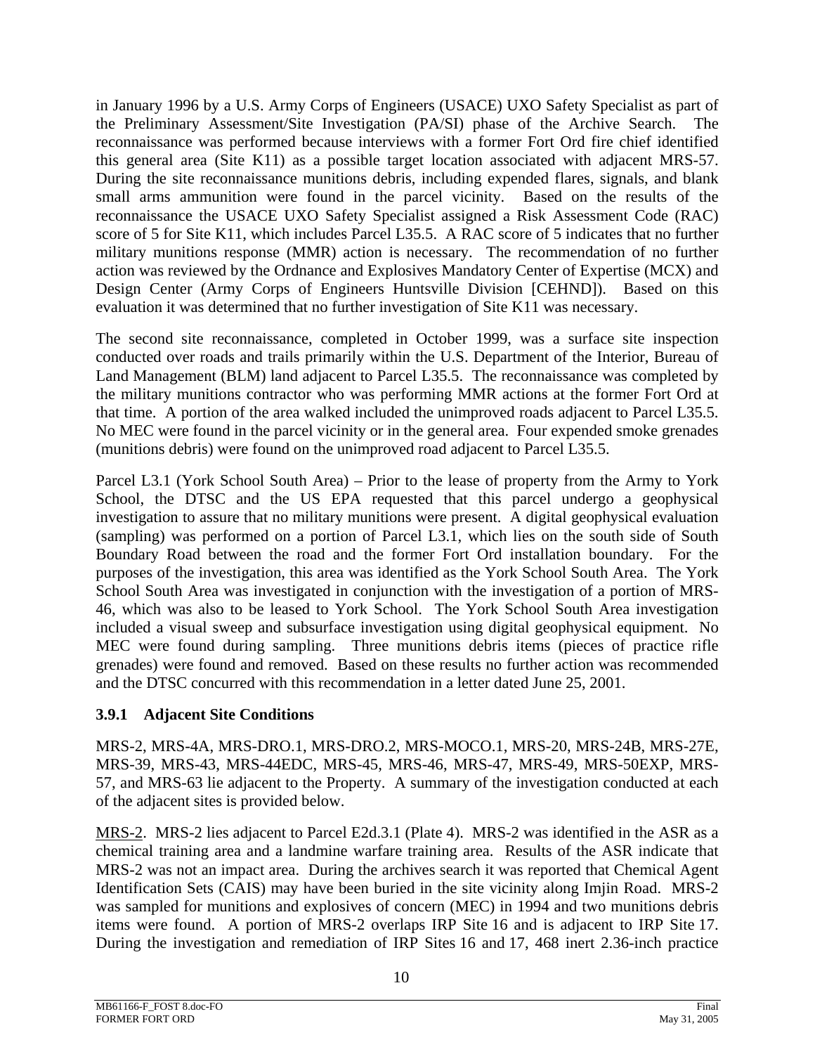in January 1996 by a U.S. Army Corps of Engineers (USACE) UXO Safety Specialist as part of the Preliminary Assessment/Site Investigation (PA/SI) phase of the Archive Search. The reconnaissance was performed because interviews with a former Fort Ord fire chief identified this general area (Site K11) as a possible target location associated with adjacent MRS-57. During the site reconnaissance munitions debris, including expended flares, signals, and blank small arms ammunition were found in the parcel vicinity. Based on the results of the reconnaissance the USACE UXO Safety Specialist assigned a Risk Assessment Code (RAC) score of 5 for Site K11, which includes Parcel L35.5. A RAC score of 5 indicates that no further military munitions response (MMR) action is necessary. The recommendation of no further action was reviewed by the Ordnance and Explosives Mandatory Center of Expertise (MCX) and Design Center (Army Corps of Engineers Huntsville Division [CEHND]). Based on this evaluation it was determined that no further investigation of Site K11 was necessary.

The second site reconnaissance, completed in October 1999, was a surface site inspection conducted over roads and trails primarily within the U.S. Department of the Interior, Bureau of Land Management (BLM) land adjacent to Parcel L35.5. The reconnaissance was completed by the military munitions contractor who was performing MMR actions at the former Fort Ord at that time. A portion of the area walked included the unimproved roads adjacent to Parcel L35.5. No MEC were found in the parcel vicinity or in the general area. Four expended smoke grenades (munitions debris) were found on the unimproved road adjacent to Parcel L35.5.

Parcel L3.1 (York School South Area) – Prior to the lease of property from the Army to York School, the DTSC and the US EPA requested that this parcel undergo a geophysical investigation to assure that no military munitions were present. A digital geophysical evaluation (sampling) was performed on a portion of Parcel L3.1, which lies on the south side of South Boundary Road between the road and the former Fort Ord installation boundary. For the purposes of the investigation, this area was identified as the York School South Area. The York School South Area was investigated in conjunction with the investigation of a portion of MRS-46, which was also to be leased to York School. The York School South Area investigation included a visual sweep and subsurface investigation using digital geophysical equipment. No MEC were found during sampling. Three munitions debris items (pieces of practice rifle grenades) were found and removed. Based on these results no further action was recommended and the DTSC concurred with this recommendation in a letter dated June 25, 2001.

### 3.9.1 Adjacent Site Conditions

MRS-2, MRS-4A, MRS-DRO.1, MRS-DRO.2, MRS-MOCO.1, MRS-20, MRS-24B, MRS-27E, MRS-39, MRS-43, MRS-44EDC, MRS-45, MRS-46, MRS-47, MRS-49, MRS-50EXP, MRS-57, and MRS-63 lie adjacent to the Property. A summary of the investigation conducted at each of the adjacent sites is provided below.

MRS-2. MRS-2 lies adjacent to Parcel E2d.3.1 (Plate 4). MRS-2 was identified in the ASR as a chemical training area and a landmine warfare training area. Results of the ASR indicate that MRS-2 was not an impact area. During the archives search it was reported that Chemical Agent Identification Sets (CAIS) may have been buried in the site vicinity along Imjin Road. MRS-2 was sampled for munitions and explosives of concern (MEC) in 1994 and two munitions debris items were found. A portion of MRS-2 overlaps IRP Site 16 and is adjacent to IRP Site 17. During the investigation and remediation of IRP Sites 16 and 17, 468 inert 2.36-inch practice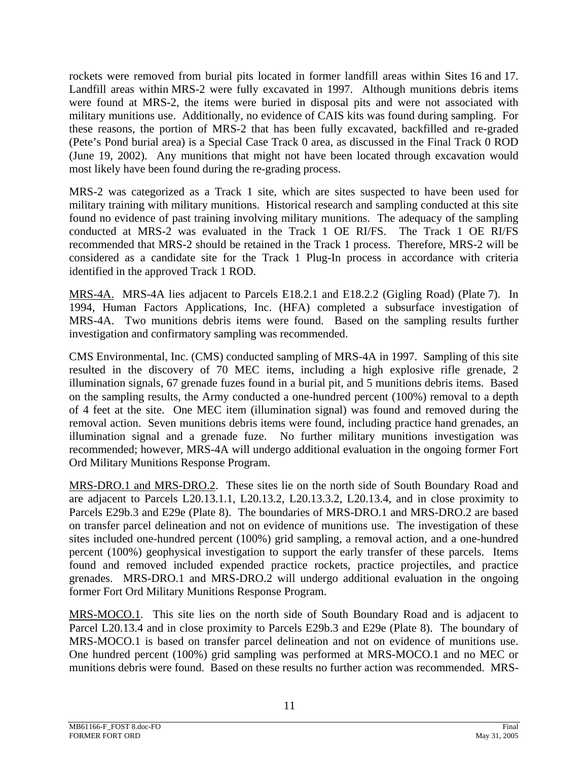rockets were removed from burial pits located in former landfill areas within Sites 16 and 17. Landfill areas within MRS-2 were fully excavated in 1997. Although munitions debris items were found at MRS-2, the items were buried in disposal pits and were not associated with military munitions use. Additionally, no evidence of CAIS kits was found during sampling. For these reasons, the portion of MRS-2 that has been fully excavated, backfilled and re-graded (Pete's Pond burial area) is a Special Case Track 0 area, as discussed in the Final Track 0 ROD (June 19, 2002). Any munitions that might not have been located through excavation would most likely have been found during the re-grading process.

MRS-2 was categorized as a Track 1 site, which are sites suspected to have been used for military training with military munitions. Historical research and sampling conducted at this site found no evidence of past training involving military munitions. The adequacy of the sampling conducted at MRS-2 was evaluated in the Track 1 OE RI/FS. The Track 1 OE RI/FS recommended that MRS-2 should be retained in the Track 1 process. Therefore, MRS-2 will be considered as a candidate site for the Track 1 Plug-In process in accordance with criteria identified in the approved Track 1 ROD.

<u>MRS-4A.</u> MRS-4A lies adjacent to Parcels E18.2.1 and E18.2.2 (Gigling Road) (Plate 7). In 1994, Human Factors Applications, Inc. (HFA) completed a subsurface investigation of MRS-4A. Two munitions debris items were found. Based on the sampling results further investigation and confirmatory sampling was recommended.

CMS Environmental, Inc. (CMS) conducted sampling of MRS-4A in 1997. Sampling of this site resulted in the discovery of 70 MEC items, including a high explosive rifle grenade, 2 illumination signals, 67 grenade fuzes found in a burial pit, and 5 munitions debris items. Based on the sampling results, the Army conducted a one-hundred percent (100%) removal to a depth of 4 feet at the site. One MEC item (illumination signal) was found and removed during the removal action. Seven munitions debris items were found, including practice hand grenades, an illumination signal and a grenade fuze. No further military munitions investigation was recommended; however, MRS-4A will undergo additional evaluation in the ongoing former Fort Ord Military Munitions Response Program.

<u>MRS-DRO.1 and MRS-DRO.2</u>. These sites lie on the north side of South Boundary Road and are adjacent to Parcels L20.13.1.1, L20.13.2, L20.13.3.2, L20.13.4, and in close proximity to Parcels E29b.3 and E29e (Plate 8). The boundaries of MRS-DRO.1 and MRS-DRO.2 are based on transfer parcel delineation and not on evidence of munitions use. The investigation of these sites included one-hundred percent (100%) grid sampling, a removal action, and a one-hundred percent (100%) geophysical investigation to support the early transfer of these parcels. Items found and removed included expended practice rockets, practice projectiles, and practice grenades. MRS-DRO.1 and MRS-DRO.2 will undergo additional evaluation in the ongoing former Fort Ord Military Munitions Response Program.

<u>MRS-MOCO.1</u>. This site lies on the north side of South Boundary Road and is adjacent to Parcel L20.13.4 and in close proximity to Parcels E29b.3 and E29e (Plate 8). The boundary of MRS-MOCO.1 is based on transfer parcel delineation and not on evidence of munitions use. One hundred percent (100%) grid sampling was performed at MRS-MOCO.1 and no MEC or munitions debris were found. Based on these results no further action was recommended. MRS-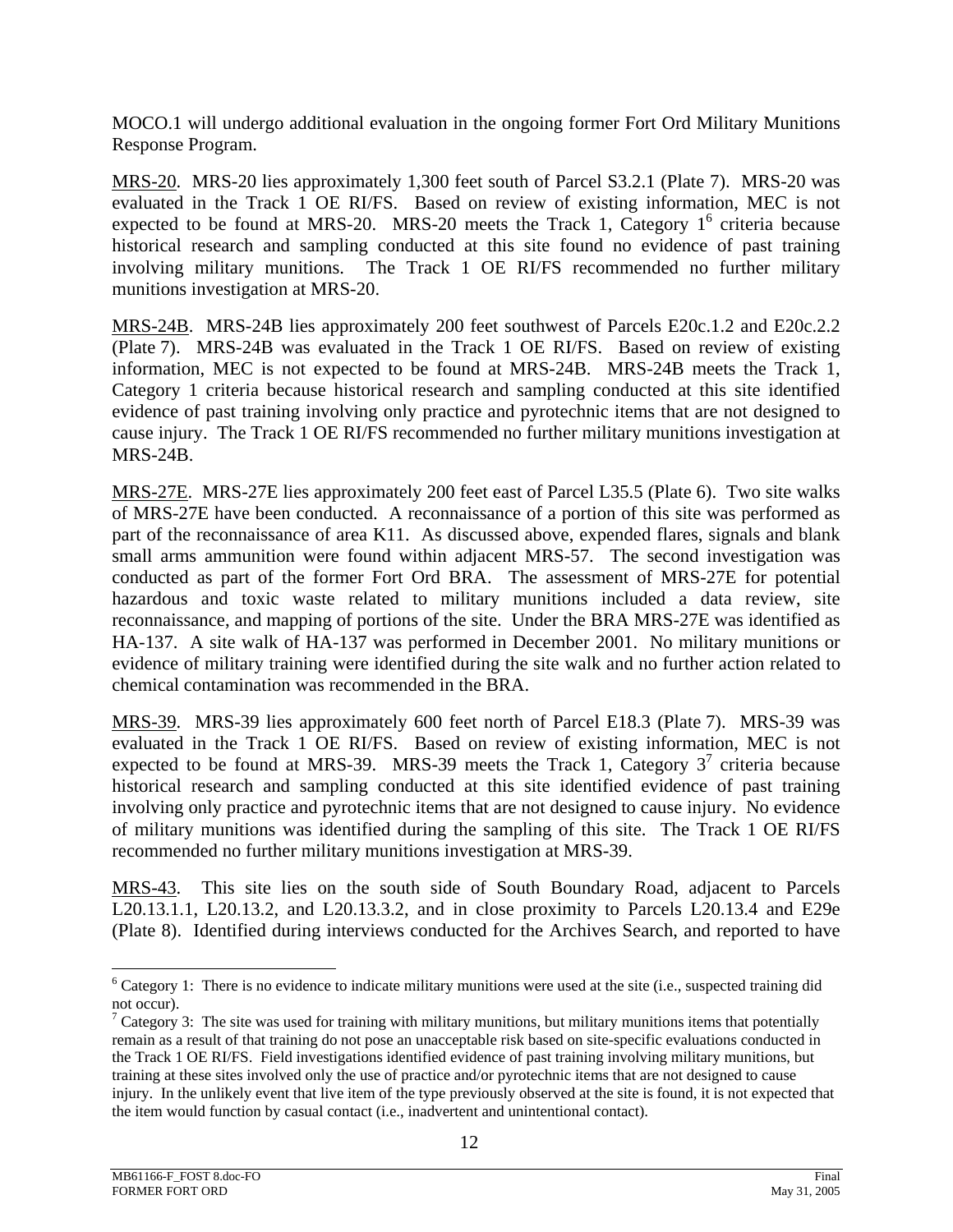MOCO.1 will undergo additional evaluation in the ongoing former Fort Ord Military Munitions Response Program.

MRS-20. MRS-20 lies approximately 1,300 feet south of Parcel S3.2.1 (Plate 7). MRS-20 was evaluated in the Track 1 OE RI/FS. Based on review of existing information, MEC is not expected to be found at MRS-20. MRS-20 meets the Track 1, Category 1[6] criteria because historical research and sampling conducted at this site found no evidence of past training involving military munitions. The Track 1 OE RI/FS recommended no further military munitions investigation at MRS-20.

MRS-24B. MRS-24B lies approximately 200 feet southwest of Parcels E20c.1.2 and E20c.2.2 (Plate 7). MRS-24B was evaluated in the Track 1 OE RI/FS. Based on review of existing information, MEC is not expected to be found at MRS-24B. MRS-24B meets the Track 1, Category 1 criteria because historical research and sampling conducted at this site identified evidence of past training involving only practice and pyrotechnic items that are not designed to cause injury. The Track 1 OE RI/FS recommended no further military munitions investigation at MRS-24B.

MRS-27E. MRS-27E lies approximately 200 feet east of Parcel L35.5 (Plate 6). Two site walks of MRS-27E have been conducted. A reconnaissance of a portion of this site was performed as part of the reconnaissance of area K11. As discussed above, expended flares, signals and blank small arms ammunition were found within adjacent MRS-57. The second investigation was conducted as part of the former Fort Ord BRA. The assessment of MRS-27E for potential hazardous and toxic waste related to military munitions included a data review, site reconnaissance, and mapping of portions of the site. Under the BRA MRS-27E was identified as HA-137. A site walk of HA-137 was performed in December 2001. No military munitions or evidence of military training were identified during the site walk and no further action related to chemical contamination was recommended in the BRA.

MRS-39. MRS-39 lies approximately 600 feet north of Parcel E18.3 (Plate 7). MRS-39 was evaluated in the Track 1 OE RI/FS. Based on review of existing information, MEC is not expected to be found at MRS-39. MRS-39 meets the Track 1, Category 3[7] criteria because historical research and sampling conducted at this site identified evidence of past training involving only practice and pyrotechnic items that are not designed to cause injury. No evidence of military munitions was identified during the sampling of this site. The Track 1 OE RI/FS recommended no further military munitions investigation at MRS-39.

MRS-43. This site lies on the south side of South Boundary Road, adjacent to Parcels L20.13.1.1, L20.13.2, and L20.13.3.2, and in close proximity to Parcels L20.13.4 and E29e (Plate 8). Identified during interviews conducted for the Archives Search, and reported to have

---

[6] Category 1: There is no evidence to indicate military munitions were used at the site (i.e., suspected training did not occur).

[7] Category 3: The site was used for training with military munitions, but military munitions items that potentially remain as a result of that training do not pose an unacceptable risk based on site-specific evaluations conducted in the Track 1 OE RI/FS. Field investigations identified evidence of past training involving military munitions, but training at these sites involved only the use of practice and/or pyrotechnic items that are not designed to cause injury. In the unlikely event that live item of the type previously observed at the site is found, it is not expected that the item would function by casual contact (i.e., inadvertent and unintentional contact).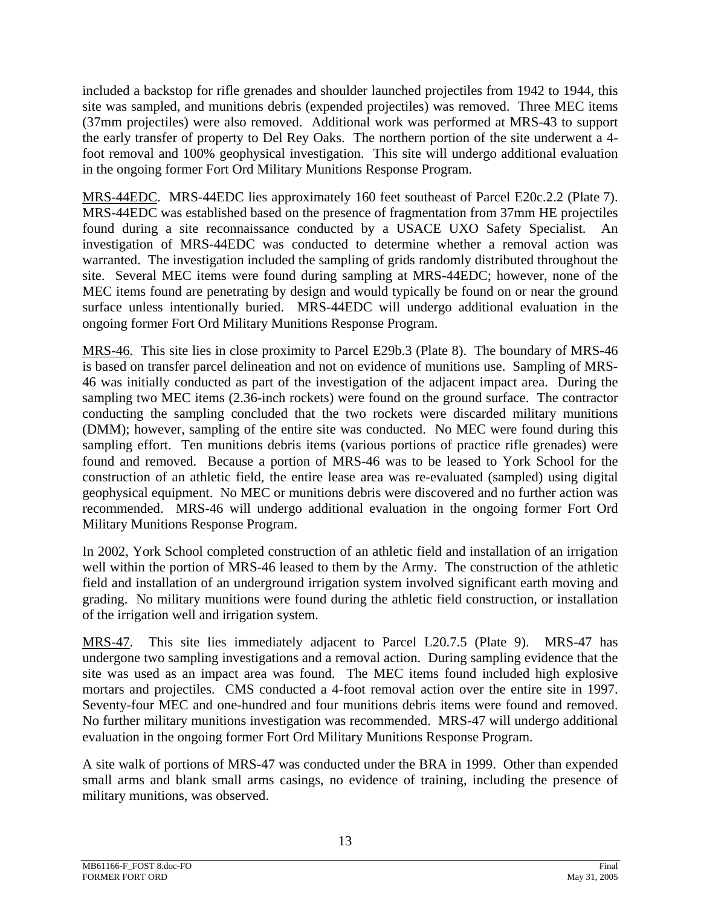included a backstop for rifle grenades and shoulder launched projectiles from 1942 to 1944, this site was sampled, and munitions debris (expended projectiles) was removed. Three MEC items (37mm projectiles) were also removed. Additional work was performed at MRS-43 to support the early transfer of property to Del Rey Oaks. The northern portion of the site underwent a 4-foot removal and 100% geophysical investigation. This site will undergo additional evaluation in the ongoing former Fort Ord Military Munitions Response Program.

<u>MRS-44EDC</u>. MRS-44EDC lies approximately 160 feet southeast of Parcel E20c.2.2 (Plate 7). MRS-44EDC was established based on the presence of fragmentation from 37mm HE projectiles found during a site reconnaissance conducted by a USACE UXO Safety Specialist. An investigation of MRS-44EDC was conducted to determine whether a removal action was warranted. The investigation included the sampling of grids randomly distributed throughout the site. Several MEC items were found during sampling at MRS-44EDC; however, none of the MEC items found are penetrating by design and would typically be found on or near the ground surface unless intentionally buried. MRS-44EDC will undergo additional evaluation in the ongoing former Fort Ord Military Munitions Response Program.

<u>MRS-46</u>. This site lies in close proximity to Parcel E29b.3 (Plate 8). The boundary of MRS-46 is based on transfer parcel delineation and not on evidence of munitions use. Sampling of MRS-46 was initially conducted as part of the investigation of the adjacent impact area. During the sampling two MEC items (2.36-inch rockets) were found on the ground surface. The contractor conducting the sampling concluded that the two rockets were discarded military munitions (DMM); however, sampling of the entire site was conducted. No MEC were found during this sampling effort. Ten munitions debris items (various portions of practice rifle grenades) were found and removed. Because a portion of MRS-46 was to be leased to York School for the construction of an athletic field, the entire lease area was re-evaluated (sampled) using digital geophysical equipment. No MEC or munitions debris were discovered and no further action was recommended. MRS-46 will undergo additional evaluation in the ongoing former Fort Ord Military Munitions Response Program.

In 2002, York School completed construction of an athletic field and installation of an irrigation well within the portion of MRS-46 leased to them by the Army. The construction of the athletic field and installation of an underground irrigation system involved significant earth moving and grading. No military munitions were found during the athletic field construction, or installation of the irrigation well and irrigation system.

<u>MRS-47</u>. This site lies immediately adjacent to Parcel L20.7.5 (Plate 9). MRS-47 has undergone two sampling investigations and a removal action. During sampling evidence that the site was used as an impact area was found. The MEC items found included high explosive mortars and projectiles. CMS conducted a 4-foot removal action over the entire site in 1997. Seventy-four MEC and one-hundred and four munitions debris items were found and removed. No further military munitions investigation was recommended. MRS-47 will undergo additional evaluation in the ongoing former Fort Ord Military Munitions Response Program.

A site walk of portions of MRS-47 was conducted under the BRA in 1999. Other than expended small arms and blank small arms casings, no evidence of training, including the presence of military munitions, was observed.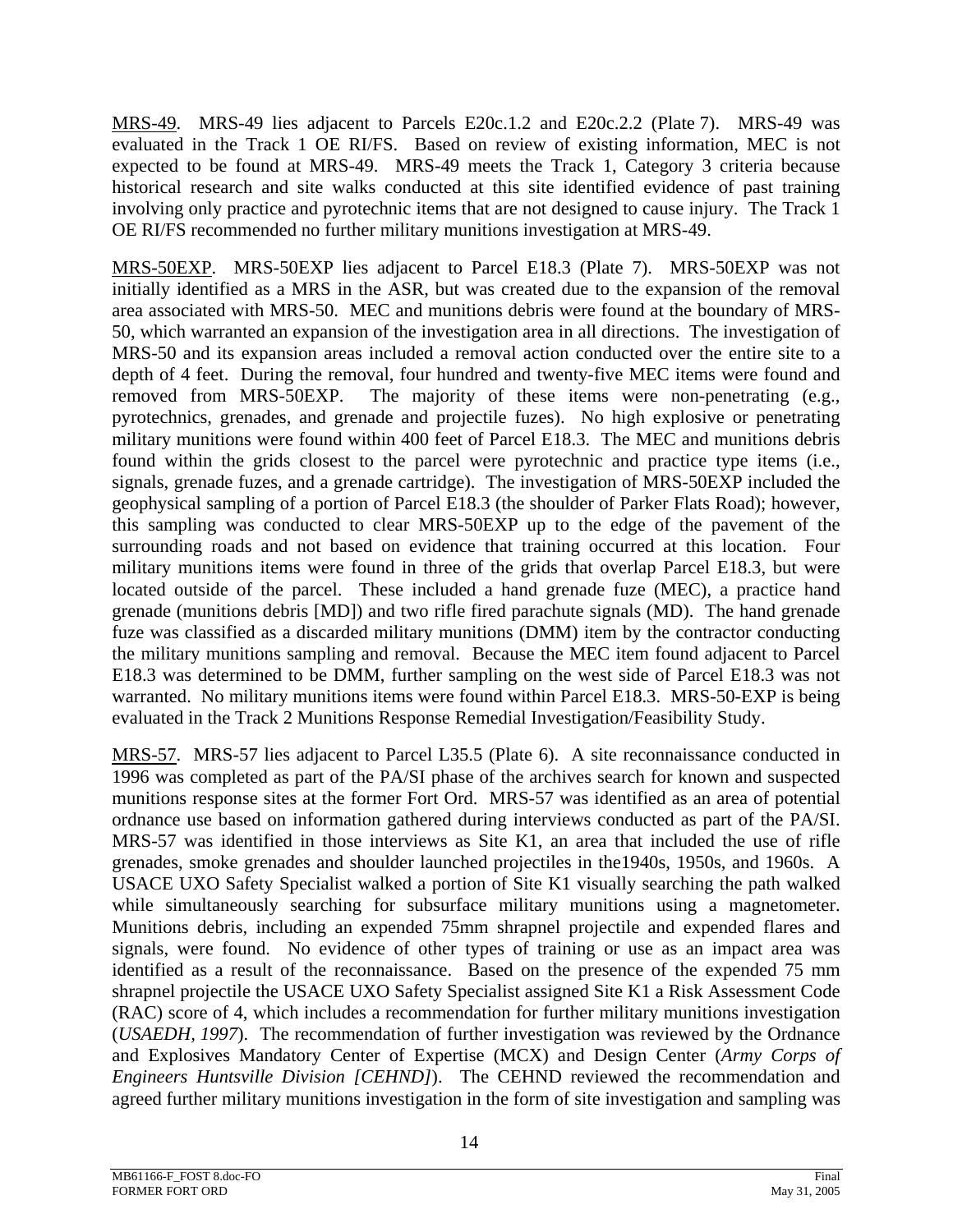MRS-49. MRS-49 lies adjacent to Parcels E20c.1.2 and E20c.2.2 (Plate 7). MRS-49 was evaluated in the Track 1 OE RI/FS. Based on review of existing information, MEC is not expected to be found at MRS-49. MRS-49 meets the Track 1, Category 3 criteria because historical research and site walks conducted at this site identified evidence of past training involving only practice and pyrotechnic items that are not designed to cause injury. The Track 1 OE RI/FS recommended no further military munitions investigation at MRS-49.

MRS-50EXP. MRS-50EXP lies adjacent to Parcel E18.3 (Plate 7). MRS-50EXP was not initially identified as a MRS in the ASR, but was created due to the expansion of the removal area associated with MRS-50. MEC and munitions debris were found at the boundary of MRS-50, which warranted an expansion of the investigation area in all directions. The investigation of MRS-50 and its expansion areas included a removal action conducted over the entire site to a depth of 4 feet. During the removal, four hundred and twenty-five MEC items were found and removed from MRS-50EXP. The majority of these items were non-penetrating (e.g., pyrotechnics, grenades, and grenade and projectile fuzes). No high explosive or penetrating military munitions were found within 400 feet of Parcel E18.3. The MEC and munitions debris found within the grids closest to the parcel were pyrotechnic and practice type items (i.e., signals, grenade fuzes, and a grenade cartridge). The investigation of MRS-50EXP included the geophysical sampling of a portion of Parcel E18.3 (the shoulder of Parker Flats Road); however, this sampling was conducted to clear MRS-50EXP up to the edge of the pavement of the surrounding roads and not based on evidence that training occurred at this location. Four military munitions items were found in three of the grids that overlap Parcel E18.3, but were located outside of the parcel. These included a hand grenade fuze (MEC), a practice hand grenade (munitions debris [MD]) and two rifle fired parachute signals (MD). The hand grenade fuze was classified as a discarded military munitions (DMM) item by the contractor conducting the military munitions sampling and removal. Because the MEC item found adjacent to Parcel E18.3 was determined to be DMM, further sampling on the west side of Parcel E18.3 was not warranted. No military munitions items were found within Parcel E18.3. MRS-50-EXP is being evaluated in the Track 2 Munitions Response Remedial Investigation/Feasibility Study.

MRS-57. MRS-57 lies adjacent to Parcel L35.5 (Plate 6). A site reconnaissance conducted in 1996 was completed as part of the PA/SI phase of the archives search for known and suspected munitions response sites at the former Fort Ord. MRS-57 was identified as an area of potential ordnance use based on information gathered during interviews conducted as part of the PA/SI. MRS-57 was identified in those interviews as Site K1, an area that included the use of rifle grenades, smoke grenades and shoulder launched projectiles in the1940s, 1950s, and 1960s. A USACE UXO Safety Specialist walked a portion of Site K1 visually searching the path walked while simultaneously searching for subsurface military munitions using a magnetometer. Munitions debris, including an expended 75mm shrapnel projectile and expended flares and signals, were found. No evidence of other types of training or use as an impact area was identified as a result of the reconnaissance. Based on the presence of the expended 75 mm shrapnel projectile the USACE UXO Safety Specialist assigned Site K1 a Risk Assessment Code (RAC) score of 4, which includes a recommendation for further military munitions investigation (*USAEDH, 1997*). The recommendation of further investigation was reviewed by the Ordnance and Explosives Mandatory Center of Expertise (MCX) and Design Center (*Army Corps of Engineers Huntsville Division [CEHND]*). The CEHND reviewed the recommendation and agreed further military munitions investigation in the form of site investigation and sampling was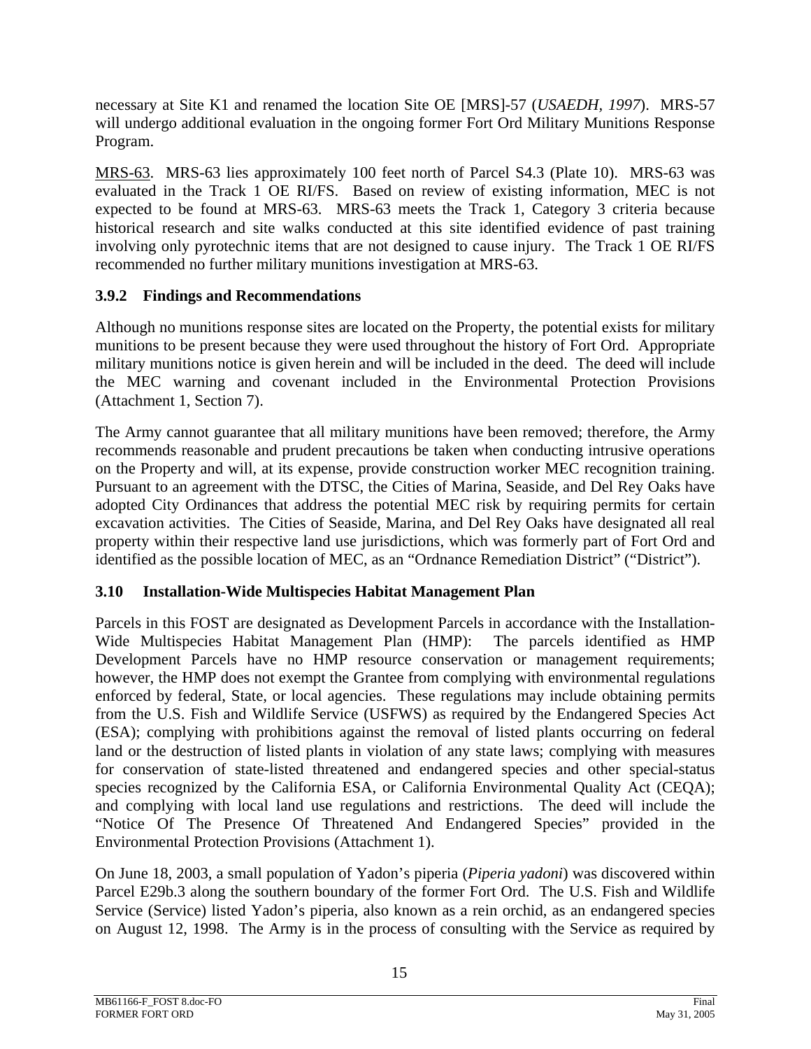necessary at Site K1 and renamed the location Site OE [MRS]-57 (*USAEDH, 1997*). MRS-57 will undergo additional evaluation in the ongoing former Fort Ord Military Munitions Response Program.

MRS-63. MRS-63 lies approximately 100 feet north of Parcel S4.3 (Plate 10). MRS-63 was evaluated in the Track 1 OE RI/FS. Based on review of existing information, MEC is not expected to be found at MRS-63. MRS-63 meets the Track 1, Category 3 criteria because historical research and site walks conducted at this site identified evidence of past training involving only pyrotechnic items that are not designed to cause injury. The Track 1 OE RI/FS recommended no further military munitions investigation at MRS-63.

### 3.9.2 Findings and Recommendations

Although no munitions response sites are located on the Property, the potential exists for military munitions to be present because they were used throughout the history of Fort Ord. Appropriate military munitions notice is given herein and will be included in the deed. The deed will include the MEC warning and covenant included in the Environmental Protection Provisions (Attachment 1, Section 7).

The Army cannot guarantee that all military munitions have been removed; therefore, the Army recommends reasonable and prudent precautions be taken when conducting intrusive operations on the Property and will, at its expense, provide construction worker MEC recognition training. Pursuant to an agreement with the DTSC, the Cities of Marina, Seaside, and Del Rey Oaks have adopted City Ordinances that address the potential MEC risk by requiring permits for certain excavation activities. The Cities of Seaside, Marina, and Del Rey Oaks have designated all real property within their respective land use jurisdictions, which was formerly part of Fort Ord and identified as the possible location of MEC, as an "Ordnance Remediation District" ("District").

## 3.10 Installation-Wide Multispecies Habitat Management Plan

Parcels in this FOST are designated as Development Parcels in accordance with the Installation-Wide Multispecies Habitat Management Plan (HMP): The parcels identified as HMP Development Parcels have no HMP resource conservation or management requirements; however, the HMP does not exempt the Grantee from complying with environmental regulations enforced by federal, State, or local agencies. These regulations may include obtaining permits from the U.S. Fish and Wildlife Service (USFWS) as required by the Endangered Species Act (ESA); complying with prohibitions against the removal of listed plants occurring on federal land or the destruction of listed plants in violation of any state laws; complying with measures for conservation of state-listed threatened and endangered species and other special-status species recognized by the California ESA, or California Environmental Quality Act (CEQA); and complying with local land use regulations and restrictions. The deed will include the "Notice Of The Presence Of Threatened And Endangered Species" provided in the Environmental Protection Provisions (Attachment 1).

On June 18, 2003, a small population of Yadon's piperia (*Piperia yadoni*) was discovered within Parcel E29b.3 along the southern boundary of the former Fort Ord. The U.S. Fish and Wildlife Service (Service) listed Yadon's piperia, also known as a rein orchid, as an endangered species on August 12, 1998. The Army is in the process of consulting with the Service as required by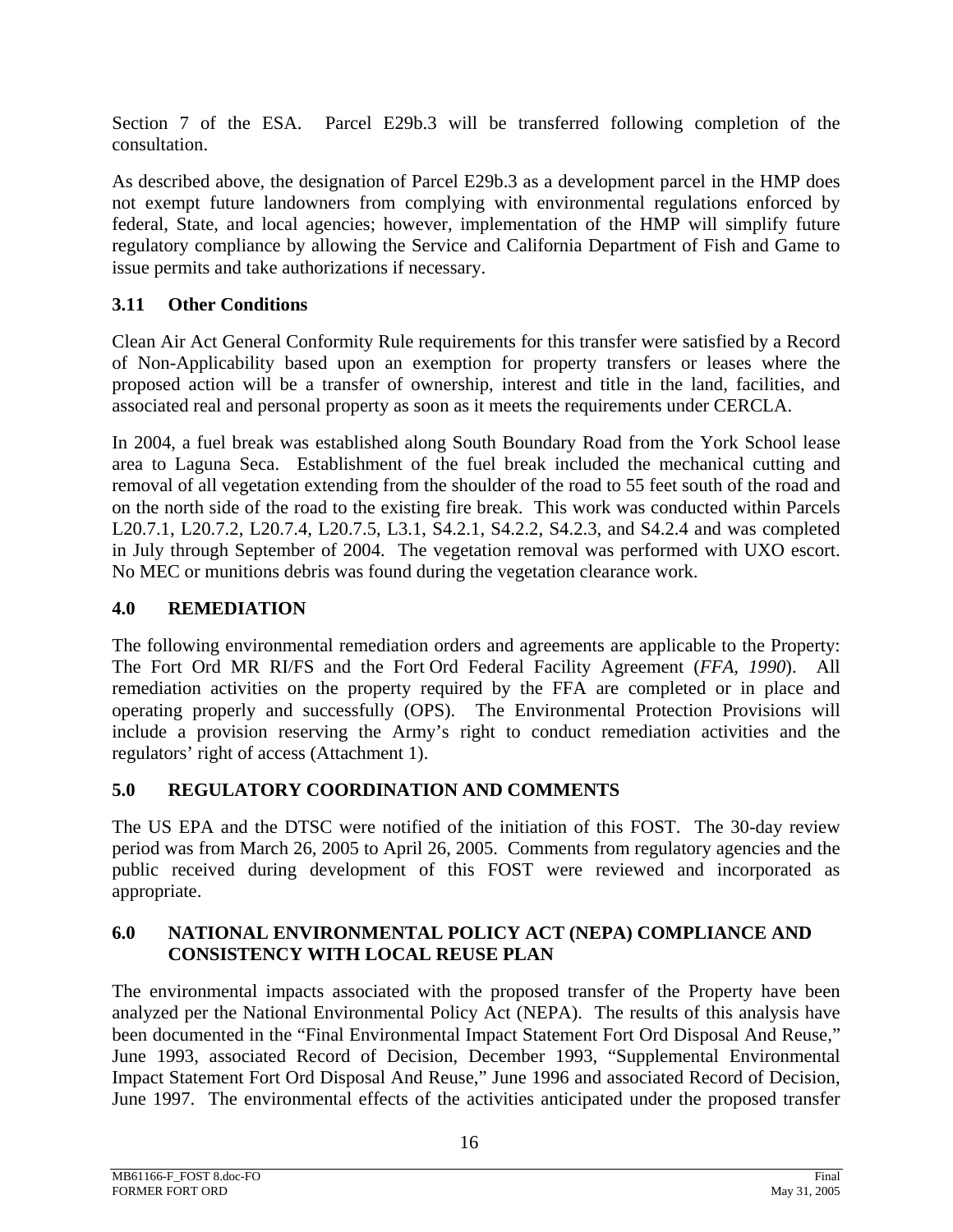Section 7 of the ESA. Parcel E29b.3 will be transferred following completion of the consultation.

As described above, the designation of Parcel E29b.3 as a development parcel in the HMP does not exempt future landowners from complying with environmental regulations enforced by federal, State, and local agencies; however, implementation of the HMP will simplify future regulatory compliance by allowing the Service and California Department of Fish and Game to issue permits and take authorizations if necessary.

### 3.11 Other Conditions

Clean Air Act General Conformity Rule requirements for this transfer were satisfied by a Record of Non-Applicability based upon an exemption for property transfers or leases where the proposed action will be a transfer of ownership, interest and title in the land, facilities, and associated real and personal property as soon as it meets the requirements under CERCLA.

In 2004, a fuel break was established along South Boundary Road from the York School lease area to Laguna Seca. Establishment of the fuel break included the mechanical cutting and removal of all vegetation extending from the shoulder of the road to 55 feet south of the road and on the north side of the road to the existing fire break. This work was conducted within Parcels L20.7.1, L20.7.2, L20.7.4, L20.7.5, L3.1, S4.2.1, S4.2.2, S4.2.3, and S4.2.4 and was completed in July through September of 2004. The vegetation removal was performed with UXO escort. No MEC or munitions debris was found during the vegetation clearance work.

## 4.0 REMEDIATION

The following environmental remediation orders and agreements are applicable to the Property: The Fort Ord MR RI/FS and the Fort Ord Federal Facility Agreement (*FFA, 1990*). All remediation activities on the property required by the FFA are completed or in place and operating properly and successfully (OPS). The Environmental Protection Provisions will include a provision reserving the Army's right to conduct remediation activities and the regulators' right of access (Attachment 1).

## 5.0 REGULATORY COORDINATION AND COMMENTS

The US EPA and the DTSC were notified of the initiation of this FOST. The 30-day review period was from March 26, 2005 to April 26, 2005. Comments from regulatory agencies and the public received during development of this FOST were reviewed and incorporated as appropriate.

## 6.0 NATIONAL ENVIRONMENTAL POLICY ACT (NEPA) COMPLIANCE AND CONSISTENCY WITH LOCAL REUSE PLAN

The environmental impacts associated with the proposed transfer of the Property have been analyzed per the National Environmental Policy Act (NEPA). The results of this analysis have been documented in the "Final Environmental Impact Statement Fort Ord Disposal And Reuse," June 1993, associated Record of Decision, December 1993, "Supplemental Environmental Impact Statement Fort Ord Disposal And Reuse," June 1996 and associated Record of Decision, June 1997. The environmental effects of the activities anticipated under the proposed transfer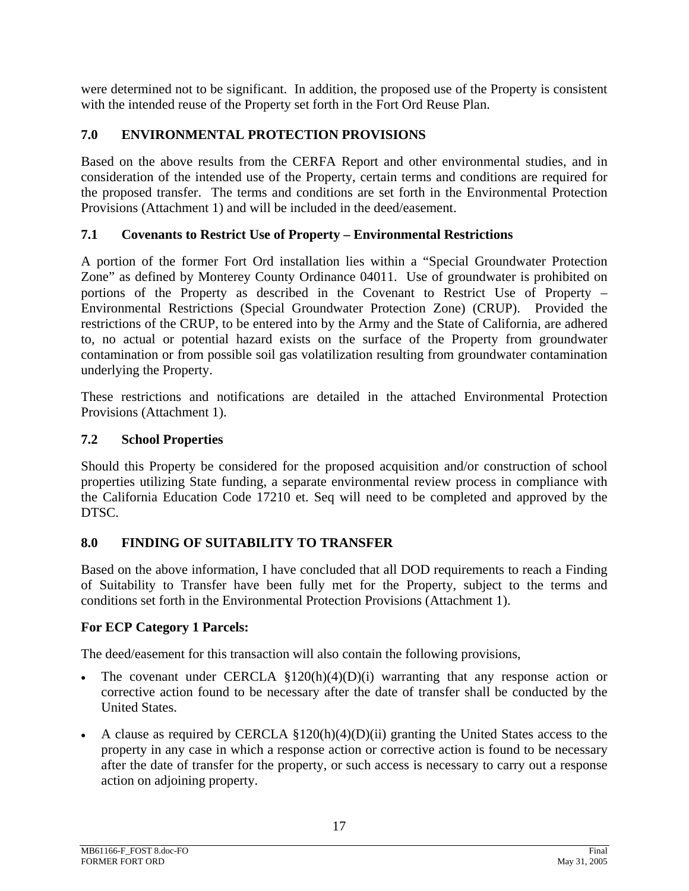were determined not to be significant. In addition, the proposed use of the Property is consistent with the intended reuse of the Property set forth in the Fort Ord Reuse Plan.

## 7.0 ENVIRONMENTAL PROTECTION PROVISIONS

Based on the above results from the CERFA Report and other environmental studies, and in consideration of the intended use of the Property, certain terms and conditions are required for the proposed transfer. The terms and conditions are set forth in the Environmental Protection Provisions (Attachment 1) and will be included in the deed/easement.

### 7.1 Covenants to Restrict Use of Property – Environmental Restrictions

A portion of the former Fort Ord installation lies within a "Special Groundwater Protection Zone" as defined by Monterey County Ordinance 04011. Use of groundwater is prohibited on portions of the Property as described in the Covenant to Restrict Use of Property – Environmental Restrictions (Special Groundwater Protection Zone) (CRUP). Provided the restrictions of the CRUP, to be entered into by the Army and the State of California, are adhered to, no actual or potential hazard exists on the surface of the Property from groundwater contamination or from possible soil gas volatilization resulting from groundwater contamination underlying the Property.

These restrictions and notifications are detailed in the attached Environmental Protection Provisions (Attachment 1).

### 7.2 School Properties

Should this Property be considered for the proposed acquisition and/or construction of school properties utilizing State funding, a separate environmental review process in compliance with the California Education Code 17210 et. Seq will need to be completed and approved by the DTSC.

## 8.0 FINDING OF SUITABILITY TO TRANSFER

Based on the above information, I have concluded that all DOD requirements to reach a Finding of Suitability to Transfer have been fully met for the Property, subject to the terms and conditions set forth in the Environmental Protection Provisions (Attachment 1).

**For ECP Category 1 Parcels:**

The deed/easement for this transaction will also contain the following provisions,

- The covenant under CERCLA §120(h)(4)(D)(i) warranting that any response action or corrective action found to be necessary after the date of transfer shall be conducted by the United States.
- A clause as required by CERCLA §120(h)(4)(D)(ii) granting the United States access to the property in any case in which a response action or corrective action is found to be necessary after the date of transfer for the property, or such access is necessary to carry out a response action on adjoining property.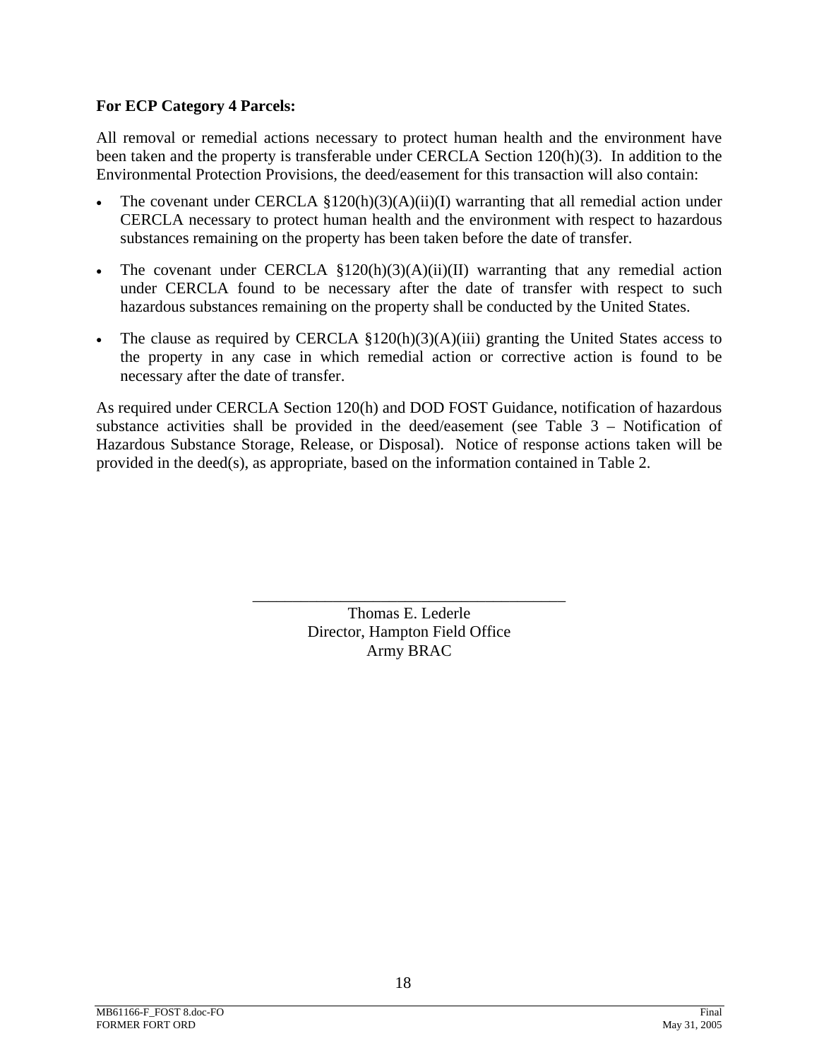**For ECP Category 4 Parcels:**

All removal or remedial actions necessary to protect human health and the environment have been taken and the property is transferable under CERCLA Section 120(h)(3). In addition to the Environmental Protection Provisions, the deed/easement for this transaction will also contain:

- The covenant under CERCLA §120(h)(3)(A)(ii)(I) warranting that all remedial action under CERCLA necessary to protect human health and the environment with respect to hazardous substances remaining on the property has been taken before the date of transfer.
- The covenant under CERCLA §120(h)(3)(A)(ii)(II) warranting that any remedial action under CERCLA found to be necessary after the date of transfer with respect to such hazardous substances remaining on the property shall be conducted by the United States.
- The clause as required by CERCLA §120(h)(3)(A)(iii) granting the United States access to the property in any case in which remedial action or corrective action is found to be necessary after the date of transfer.

As required under CERCLA Section 120(h) and DOD FOST Guidance, notification of hazardous substance activities shall be provided in the deed/easement (see Table 3 – Notification of Hazardous Substance Storage, Release, or Disposal). Notice of response actions taken will be provided in the deed(s), as appropriate, based on the information contained in Table 2.

\_\_\_\_\_\_\_\_\_\_\_\_\_\_\_\_\_\_\_\_\_\_\_\_\_\_\_\_\_\_\_\_\_\_\_\_\_\_\_

Thomas E. Lederle
Director, Hampton Field Office
Army BRAC